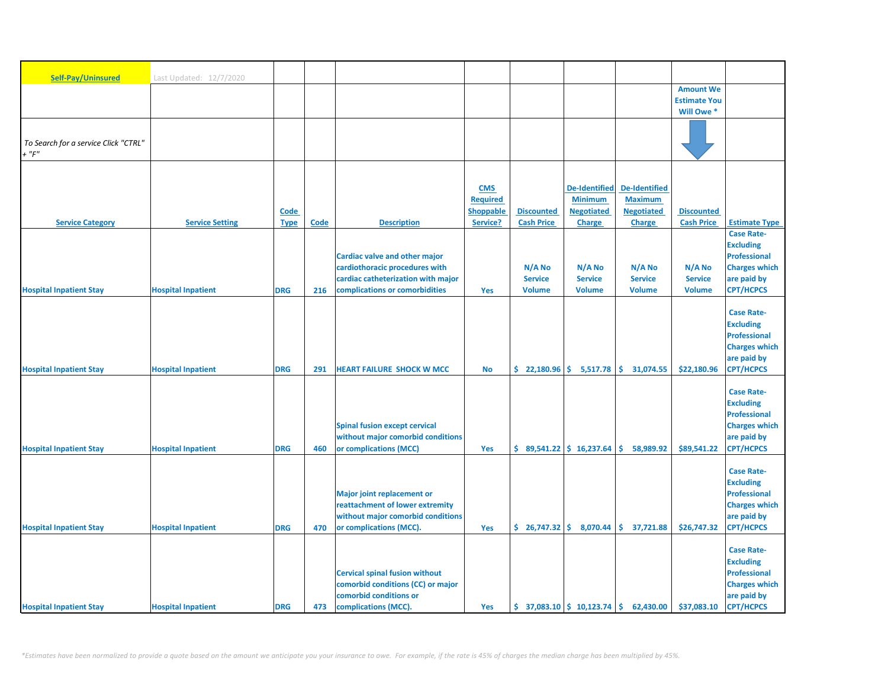| Self-Pay/Uninsured | Last Updated: 12/7/2020 | | | | | | | | | |
|---|---|---|---|---|---|---|---|---|---|---|
| | | | | | | | | | Amount We Estimate You Will Owe * | |
| *To Search for a service Click "CTRL" + "F"* | | | | | | | | | | |
| **Service Category** | **Service Setting** | **Code Type** | **Code** | **Description** | **CMS Required Shoppable Service?** | **Discounted Cash Price** | **De-Identified Minimum Negotiated Charge** | **De-Identified Maximum Negotiated Charge** | **Discounted Cash Price** | **Estimate Type** |
| Hospital Inpatient Stay | Hospital Inpatient | DRG | 216 | Cardiac valve and other major cardiothoracic procedures with cardiac catheterization with major complications or comorbidities | Yes | N/A No Service Volume | N/A No Service Volume | N/A No Service Volume | N/A No Service Volume | Case Rate-Excluding Professional Charges which are paid by CPT/HCPCS |
| Hospital Inpatient Stay | Hospital Inpatient | DRG | 291 | HEART FAILURE SHOCK W MCC | No | $ 22,180.96 | $ 5,517.78 | $ 31,074.55 | $22,180.96 | Case Rate-Excluding Professional Charges which are paid by CPT/HCPCS |
| Hospital Inpatient Stay | Hospital Inpatient | DRG | 460 | Spinal fusion except cervical without major comorbid conditions or complications (MCC) | Yes | $ 89,541.22 | $ 16,237.64 | $ 58,989.92 | $89,541.22 | Case Rate-Excluding Professional Charges which are paid by CPT/HCPCS |
| Hospital Inpatient Stay | Hospital Inpatient | DRG | 470 | Major joint replacement or reattachment of lower extremity without major comorbid conditions or complications (MCC). | Yes | $ 26,747.32 | $ 8,070.44 | $ 37,721.88 | $26,747.32 | Case Rate-Excluding Professional Charges which are paid by CPT/HCPCS |
| Hospital Inpatient Stay | Hospital Inpatient | DRG | 473 | Cervical spinal fusion without comorbid conditions (CC) or major comorbid conditions or complications (MCC). | Yes | $ 37,083.10 | $ 10,123.74 | $ 62,430.00 | $37,083.10 | Case Rate-Excluding Professional Charges which are paid by CPT/HCPCS |

*\*Estimates have been normalized to provide a quote based on the amount we anticipate you your insurance to owe. For example, if the rate is 45% of charges the median charge has been multiplied by 45%.*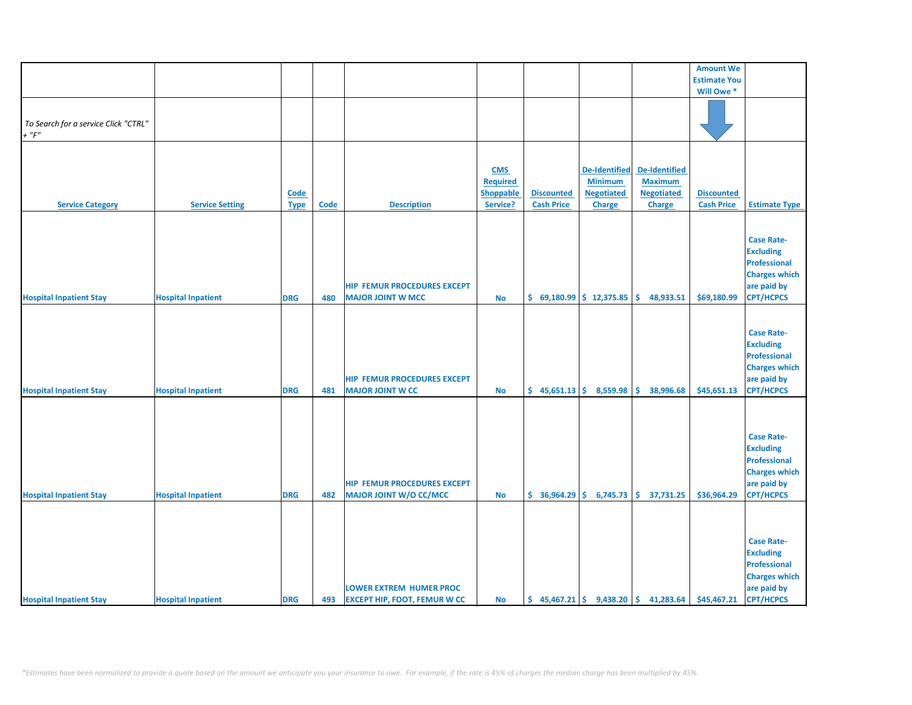| | | | | | | | | | Amount We Estimate You Will Owe * | |
|---|---|---|---|---|---|---|---|---|---|---|
| *To Search for a service Click "CTRL" + "F"* | | | | | | | | | | |
| **Service Category** | **Service Setting** | **Code Type** | **Code** | **Description** | **CMS Required Shoppable Service?** | **Discounted Cash Price** | **De-Identified Minimum Negotiated Charge** | **De-Identified Maximum Negotiated Charge** | **Discounted Cash Price** | **Estimate Type** |
| **Hospital Inpatient Stay** | **Hospital Inpatient** | **DRG** | **480** | **HIP FEMUR PROCEDURES EXCEPT MAJOR JOINT W MCC** | **No** | **$ 69,180.99** | **$ 12,375.85** | **$ 48,933.51** | **$69,180.99** | **Case Rate- Excluding Professional Charges which are paid by CPT/HCPCS** |
| **Hospital Inpatient Stay** | **Hospital Inpatient** | **DRG** | **481** | **HIP FEMUR PROCEDURES EXCEPT MAJOR JOINT W CC** | **No** | **$ 45,651.13** | **$ 8,559.98** | **$ 38,996.68** | **$45,651.13** | **Case Rate- Excluding Professional Charges which are paid by CPT/HCPCS** |
| **Hospital Inpatient Stay** | **Hospital Inpatient** | **DRG** | **482** | **HIP FEMUR PROCEDURES EXCEPT MAJOR JOINT W/O CC/MCC** | **No** | **$ 36,964.29** | **$ 6,745.73** | **$ 37,731.25** | **$36,964.29** | **Case Rate- Excluding Professional Charges which are paid by CPT/HCPCS** |
| **Hospital Inpatient Stay** | **Hospital Inpatient** | **DRG** | **493** | **LOWER EXTREM HUMER PROC EXCEPT HIP, FOOT, FEMUR W CC** | **No** | **$ 45,467.21** | **$ 9,438.20** | **$ 41,283.64** | **$45,467.21** | **Case Rate- Excluding Professional Charges which are paid by CPT/HCPCS** |

*\*Estimates have been normalized to provide a quote based on the amount we anticipate you your insurance to owe. For example, if the rate is 45% of charges the median charge has been multiplied by 45%.*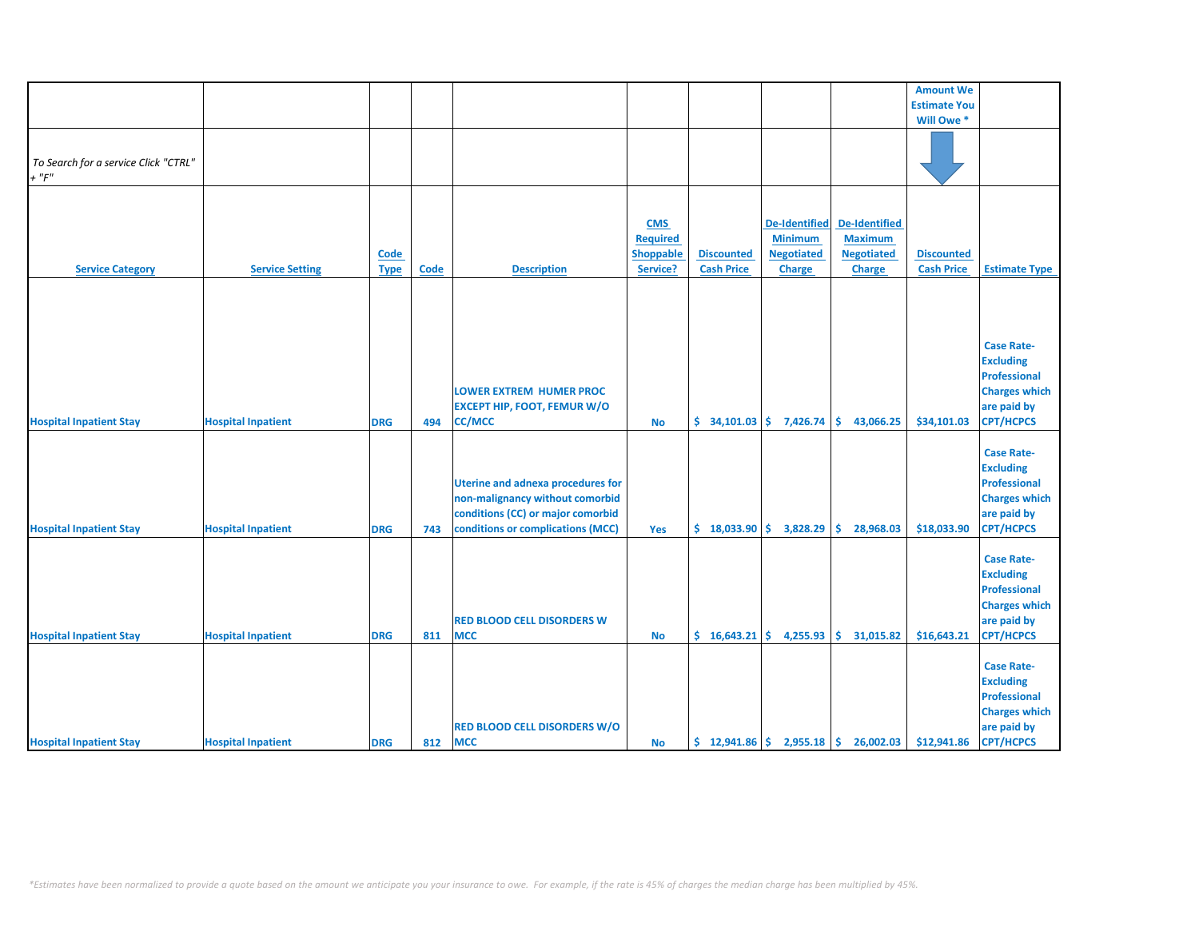| | | | | | | | | | Amount We Estimate You Will Owe * | |
|---|---|---|---|---|---|---|---|---|---|---|
| *To Search for a service Click "CTRL" + "F"* | | | | | | | | | | |
| **Service Category** | **Service Setting** | **Code Type** | **Code** | **Description** | **CMS Required Shoppable Service?** | **Discounted Cash Price** | **De-Identified Minimum Negotiated Charge** | **De-Identified Maximum Negotiated Charge** | **Discounted Cash Price** | **Estimate Type** |
| Hospital Inpatient Stay | Hospital Inpatient | DRG | 494 | LOWER EXTREM HUMER PROC EXCEPT HIP, FOOT, FEMUR W/O CC/MCC | No | $ 34,101.03 | $ 7,426.74 | $ 43,066.25 | $34,101.03 | Case Rate-Excluding Professional Charges which are paid by CPT/HCPCS |
| Hospital Inpatient Stay | Hospital Inpatient | DRG | 743 | Uterine and adnexa procedures for non-malignancy without comorbid conditions (CC) or major comorbid conditions or complications (MCC) | Yes | $ 18,033.90 | $ 3,828.29 | $ 28,968.03 | $18,033.90 | Case Rate-Excluding Professional Charges which are paid by CPT/HCPCS |
| Hospital Inpatient Stay | Hospital Inpatient | DRG | 811 | RED BLOOD CELL DISORDERS W MCC | No | $ 16,643.21 | $ 4,255.93 | $ 31,015.82 | $16,643.21 | Case Rate-Excluding Professional Charges which are paid by CPT/HCPCS |
| Hospital Inpatient Stay | Hospital Inpatient | DRG | 812 | RED BLOOD CELL DISORDERS W/O MCC | No | $ 12,941.86 | $ 2,955.18 | $ 26,002.03 | $12,941.86 | Case Rate-Excluding Professional Charges which are paid by CPT/HCPCS |

*\*Estimates have been normalized to provide a quote based on the amount we anticipate you your insurance to owe. For example, if the rate is 45% of charges the median charge has been multiplied by 45%.*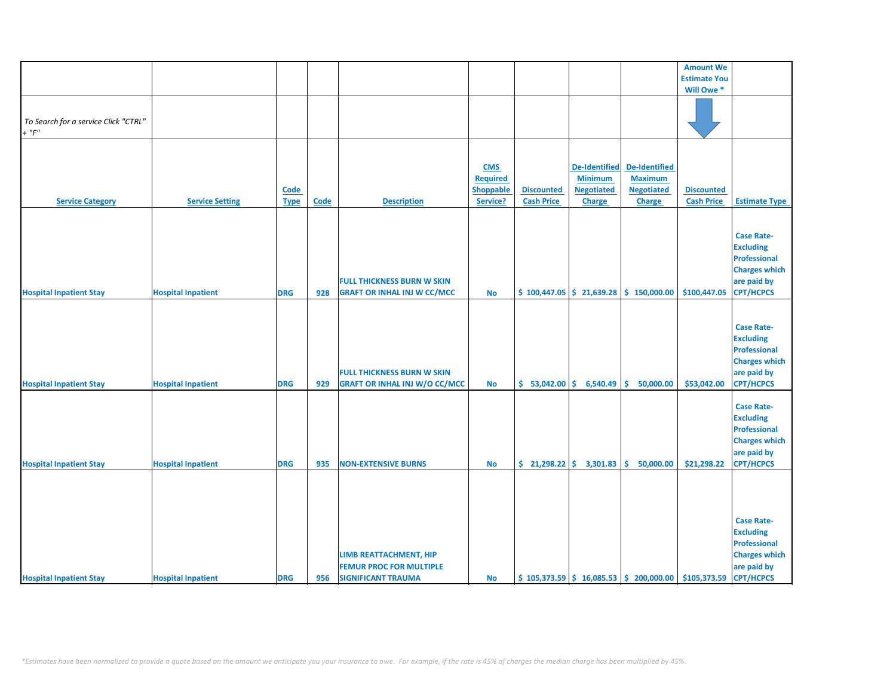| | | | | | | | | | Amount We Estimate You Will Owe * | |
|---|---|---|---|---|---|---|---|---|---|---|
| *To Search for a service Click "CTRL" + "F"* | | | | | | | | | | |
| **Service Category** | **Service Setting** | **Code Type** | **Code** | **Description** | **CMS Required Shoppable Service?** | **Discounted Cash Price** | **De-Identified Minimum Negotiated Charge** | **De-Identified Maximum Negotiated Charge** | **Discounted Cash Price** | **Estimate Type** |
| Hospital Inpatient Stay | Hospital Inpatient | DRG | 928 | FULL THICKNESS BURN W SKIN GRAFT OR INHAL INJ W CC/MCC | No | $ 100,447.05 | $ 21,639.28 | $ 150,000.00 | $100,447.05 | Case Rate-Excluding Professional Charges which are paid by CPT/HCPCS |
| Hospital Inpatient Stay | Hospital Inpatient | DRG | 929 | FULL THICKNESS BURN W SKIN GRAFT OR INHAL INJ W/O CC/MCC | No | $ 53,042.00 | $ 6,540.49 | $ 50,000.00 | $53,042.00 | Case Rate-Excluding Professional Charges which are paid by CPT/HCPCS |
| Hospital Inpatient Stay | Hospital Inpatient | DRG | 935 | NON-EXTENSIVE BURNS | No | $ 21,298.22 | $ 3,301.83 | $ 50,000.00 | $21,298.22 | Case Rate-Excluding Professional Charges which are paid by CPT/HCPCS |
| Hospital Inpatient Stay | Hospital Inpatient | DRG | 956 | LIMB REATTACHMENT, HIP FEMUR PROC FOR MULTIPLE SIGNIFICANT TRAUMA | No | $ 105,373.59 | $ 16,085.53 | $ 200,000.00 | $105,373.59 | Case Rate-Excluding Professional Charges which are paid by CPT/HCPCS |

*\*Estimates have been normalized to provide a quote based on the amount we anticipate you your insurance to owe. For example, if the rate is 45% of charges the median charge has been multiplied by 45%.*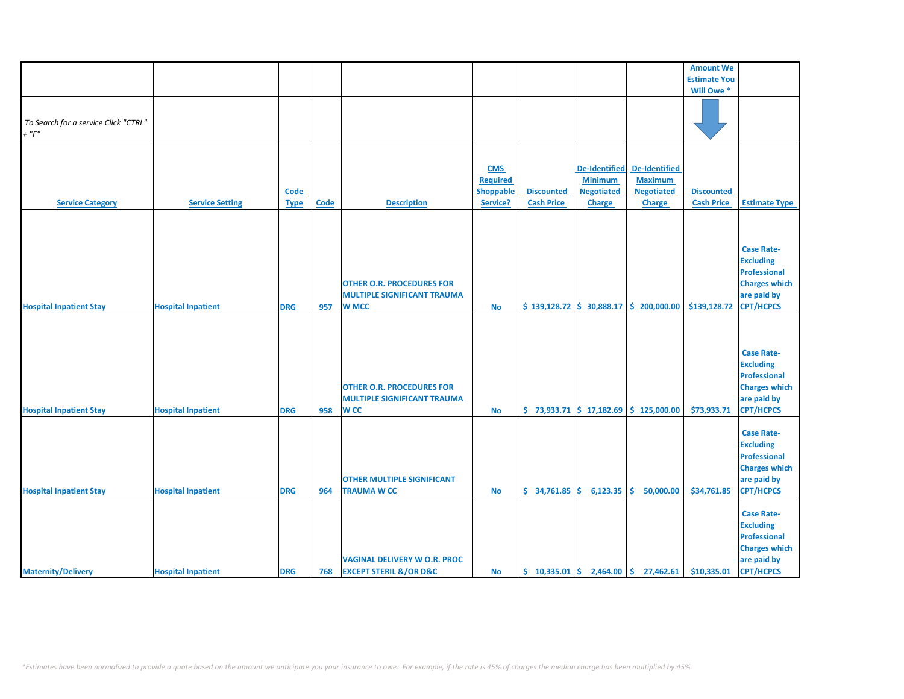| | | | | | | | | | Amount We Estimate You Will Owe * | |
|---|---|---|---|---|---|---|---|---|---|---|
| *To Search for a service Click "CTRL" + "F"* | | | | | | | | | | |
| **Service Category** | **Service Setting** | **Code Type** | **Code** | **Description** | **CMS Required Shoppable Service?** | **Discounted Cash Price** | **De-Identified Minimum Negotiated Charge** | **De-Identified Maximum Negotiated Charge** | **Discounted Cash Price** | **Estimate Type** |
| Hospital Inpatient Stay | Hospital Inpatient | DRG | 957 | OTHER O.R. PROCEDURES FOR MULTIPLE SIGNIFICANT TRAUMA W MCC | No | $ 139,128.72 | $ 30,888.17 | $ 200,000.00 | $139,128.72 | Case Rate-Excluding Professional Charges which are paid by CPT/HCPCS |
| Hospital Inpatient Stay | Hospital Inpatient | DRG | 958 | OTHER O.R. PROCEDURES FOR MULTIPLE SIGNIFICANT TRAUMA W CC | No | $ 73,933.71 | $ 17,182.69 | $ 125,000.00 | $73,933.71 | Case Rate-Excluding Professional Charges which are paid by CPT/HCPCS |
| Hospital Inpatient Stay | Hospital Inpatient | DRG | 964 | OTHER MULTIPLE SIGNIFICANT TRAUMA W CC | No | $ 34,761.85 | $ 6,123.35 | $ 50,000.00 | $34,761.85 | Case Rate-Excluding Professional Charges which are paid by CPT/HCPCS |
| Maternity/Delivery | Hospital Inpatient | DRG | 768 | VAGINAL DELIVERY W O.R. PROC EXCEPT STERIL &/OR D&C | No | $ 10,335.01 | $ 2,464.00 | $ 27,462.61 | $10,335.01 | Case Rate-Excluding Professional Charges which are paid by CPT/HCPCS |

*\*Estimates have been normalized to provide a quote based on the amount we anticipate you your insurance to owe. For example, if the rate is 45% of charges the median charge has been multiplied by 45%.*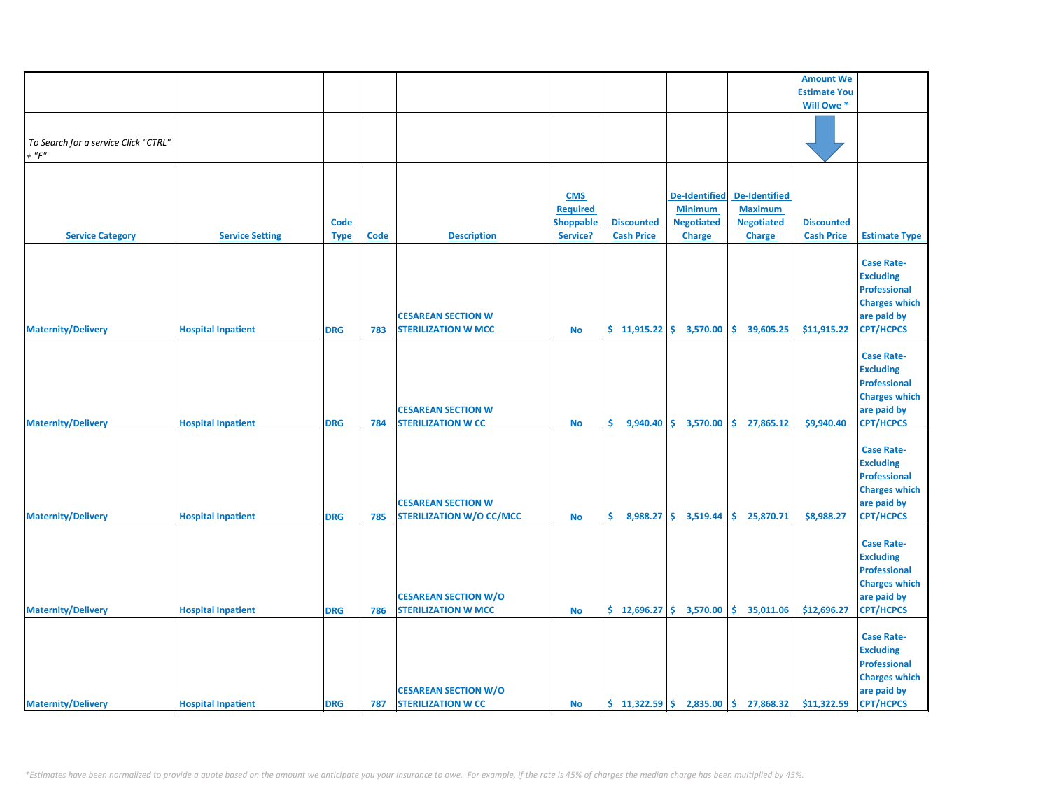| | | | | | | | | | Amount We Estimate You Will Owe * | |
|---|---|---|---|---|---|---|---|---|---|---|
| *To Search for a service Click "CTRL" + "F"* | | | | | | | | | | |
| **Service Category** | **Service Setting** | **Code Type** | **Code** | **Description** | **CMS Required Shoppable Service?** | **Discounted Cash Price** | **De-Identified Minimum Negotiated Charge** | **De-Identified Maximum Negotiated Charge** | **Discounted Cash Price** | **Estimate Type** |
| Maternity/Delivery | Hospital Inpatient | DRG | 783 | CESAREAN SECTION W STERILIZATION W MCC | No | $ 11,915.22 | $ 3,570.00 | $ 39,605.25 | $11,915.22 | Case Rate- Excluding Professional Charges which are paid by CPT/HCPCS |
| Maternity/Delivery | Hospital Inpatient | DRG | 784 | CESAREAN SECTION W STERILIZATION W CC | No | $ 9,940.40 | $ 3,570.00 | $ 27,865.12 | $9,940.40 | Case Rate- Excluding Professional Charges which are paid by CPT/HCPCS |
| Maternity/Delivery | Hospital Inpatient | DRG | 785 | CESAREAN SECTION W STERILIZATION W/O CC/MCC | No | $ 8,988.27 | $ 3,519.44 | $ 25,870.71 | $8,988.27 | Case Rate- Excluding Professional Charges which are paid by CPT/HCPCS |
| Maternity/Delivery | Hospital Inpatient | DRG | 786 | CESAREAN SECTION W/O STERILIZATION W MCC | No | $ 12,696.27 | $ 3,570.00 | $ 35,011.06 | $12,696.27 | Case Rate- Excluding Professional Charges which are paid by CPT/HCPCS |
| Maternity/Delivery | Hospital Inpatient | DRG | 787 | CESAREAN SECTION W/O STERILIZATION W CC | No | $ 11,322.59 | $ 2,835.00 | $ 27,868.32 | $11,322.59 | Case Rate- Excluding Professional Charges which are paid by CPT/HCPCS |

*\*Estimates have been normalized to provide a quote based on the amount we anticipate you your insurance to owe. For example, if the rate is 45% of charges the median charge has been multiplied by 45%.*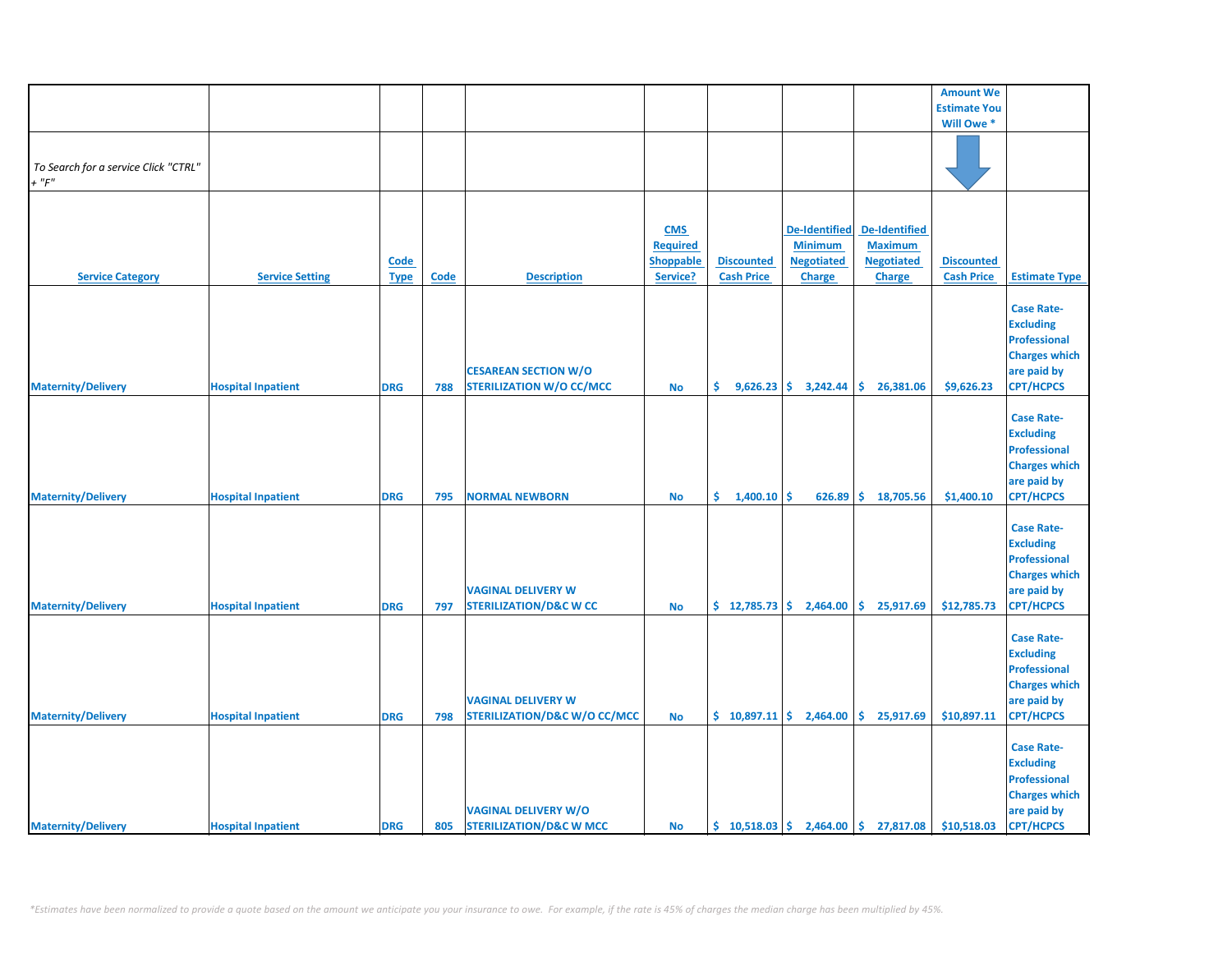| | | | | | | | | | Amount We Estimate You Will Owe * | |
|---|---|---|---|---|---|---|---|---|---|---|
| *To Search for a service Click "CTRL" + "F"* | | | | | | | | | | |
| **Service Category** | **Service Setting** | **Code Type** | **Code** | **Description** | **CMS Required Shoppable Service?** | **Discounted Cash Price** | **De-Identified Minimum Negotiated Charge** | **De-Identified Maximum Negotiated Charge** | **Discounted Cash Price** | **Estimate Type** |
| Maternity/Delivery | Hospital Inpatient | DRG | 788 | CESAREAN SECTION W/O STERILIZATION W/O CC/MCC | No | $ 9,626.23 | $ 3,242.44 | $ 26,381.06 | $9,626.23 | Case Rate-Excluding Professional Charges which are paid by CPT/HCPCS |
| Maternity/Delivery | Hospital Inpatient | DRG | 795 | NORMAL NEWBORN | No | $ 1,400.10 | $ 626.89 | $ 18,705.56 | $1,400.10 | Case Rate-Excluding Professional Charges which are paid by CPT/HCPCS |
| Maternity/Delivery | Hospital Inpatient | DRG | 797 | VAGINAL DELIVERY W STERILIZATION/D&C W CC | No | $ 12,785.73 | $ 2,464.00 | $ 25,917.69 | $12,785.73 | Case Rate-Excluding Professional Charges which are paid by CPT/HCPCS |
| Maternity/Delivery | Hospital Inpatient | DRG | 798 | VAGINAL DELIVERY W STERILIZATION/D&C W/O CC/MCC | No | $ 10,897.11 | $ 2,464.00 | $ 25,917.69 | $10,897.11 | Case Rate-Excluding Professional Charges which are paid by CPT/HCPCS |
| Maternity/Delivery | Hospital Inpatient | DRG | 805 | VAGINAL DELIVERY W/O STERILIZATION/D&C W MCC | No | $ 10,518.03 | $ 2,464.00 | $ 27,817.08 | $10,518.03 | Case Rate-Excluding Professional Charges which are paid by CPT/HCPCS |

*\*Estimates have been normalized to provide a quote based on the amount we anticipate you your insurance to owe. For example, if the rate is 45% of charges the median charge has been multiplied by 45%.*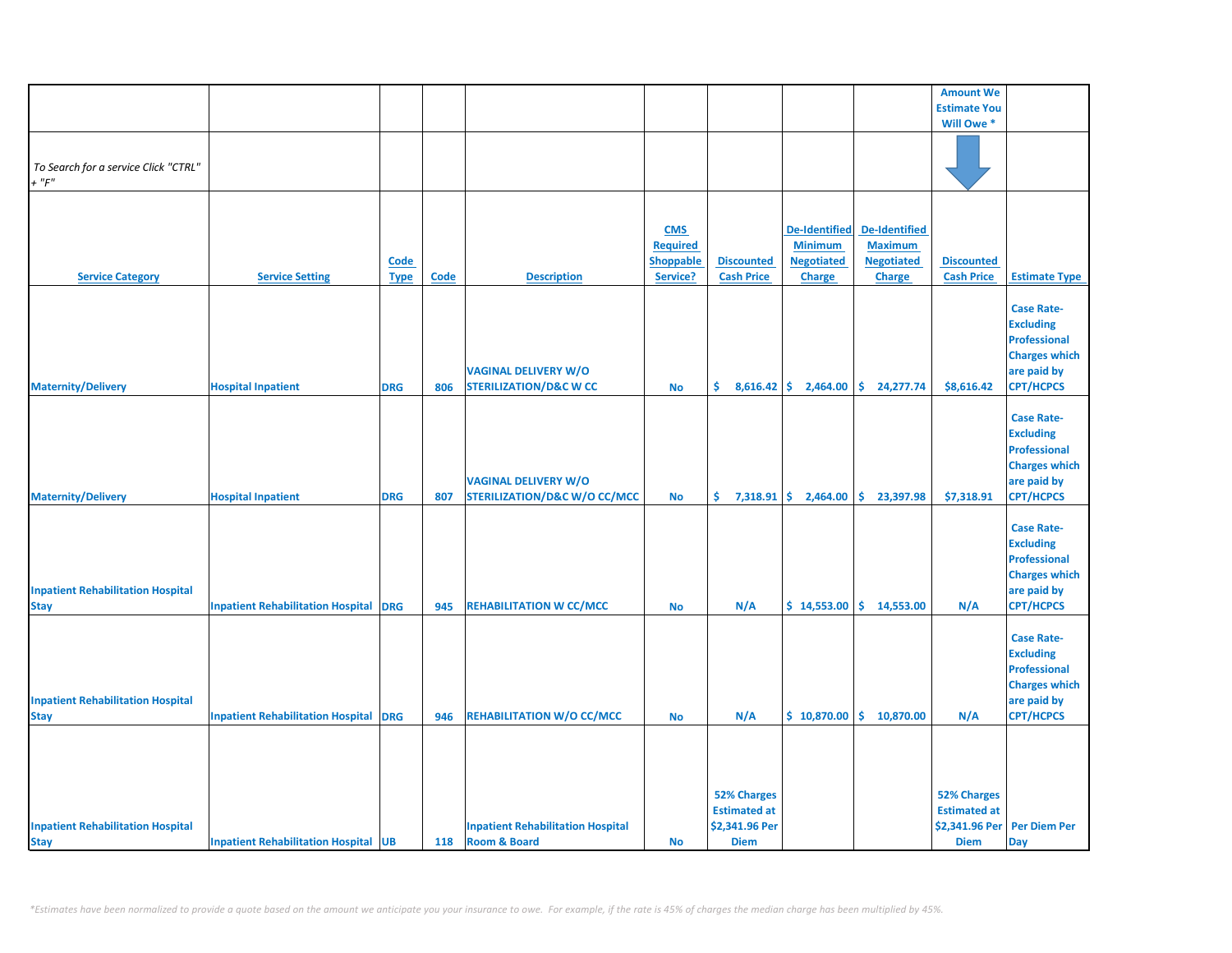| | | | | | | | | | Amount We Estimate You Will Owe * | |
|---|---|---|---|---|---|---|---|---|---|---|
| *To Search for a service Click "CTRL" + "F"* | | | | | | | | | | |
| **Service Category** | **Service Setting** | **Code Type** | **Code** | **Description** | **CMS Required Shoppable Service?** | **Discounted Cash Price** | **De-Identified Minimum Negotiated Charge** | **De-Identified Maximum Negotiated Charge** | **Discounted Cash Price** | **Estimate Type** |
| Maternity/Delivery | Hospital Inpatient | DRG | 806 | VAGINAL DELIVERY W/O STERILIZATION/D&C W CC | No | $ 8,616.42 | $ 2,464.00 | $ 24,277.74 | $8,616.42 | Case Rate-Excluding Professional Charges which are paid by CPT/HCPCS |
| Maternity/Delivery | Hospital Inpatient | DRG | 807 | VAGINAL DELIVERY W/O STERILIZATION/D&C W/O CC/MCC | No | $ 7,318.91 | $ 2,464.00 | $ 23,397.98 | $7,318.91 | Case Rate-Excluding Professional Charges which are paid by CPT/HCPCS |
| Inpatient Rehabilitation Hospital Stay | Inpatient Rehabilitation Hospital | DRG | 945 | REHABILITATION W CC/MCC | No | N/A | $ 14,553.00 | $ 14,553.00 | N/A | Case Rate-Excluding Professional Charges which are paid by CPT/HCPCS |
| Inpatient Rehabilitation Hospital Stay | Inpatient Rehabilitation Hospital | DRG | 946 | REHABILITATION W/O CC/MCC | No | N/A | $ 10,870.00 | $ 10,870.00 | N/A | Case Rate-Excluding Professional Charges which are paid by CPT/HCPCS |
| Inpatient Rehabilitation Hospital Stay | Inpatient Rehabilitation Hospital | UB | 118 | Inpatient Rehabilitation Hospital Room & Board | No | 52% Charges Estimated at $2,341.96 Per Diem | | | 52% Charges Estimated at $2,341.96 Per Diem | Per Diem Per Day |

*\*Estimates have been normalized to provide a quote based on the amount we anticipate you your insurance to owe. For example, if the rate is 45% of charges the median charge has been multiplied by 45%.*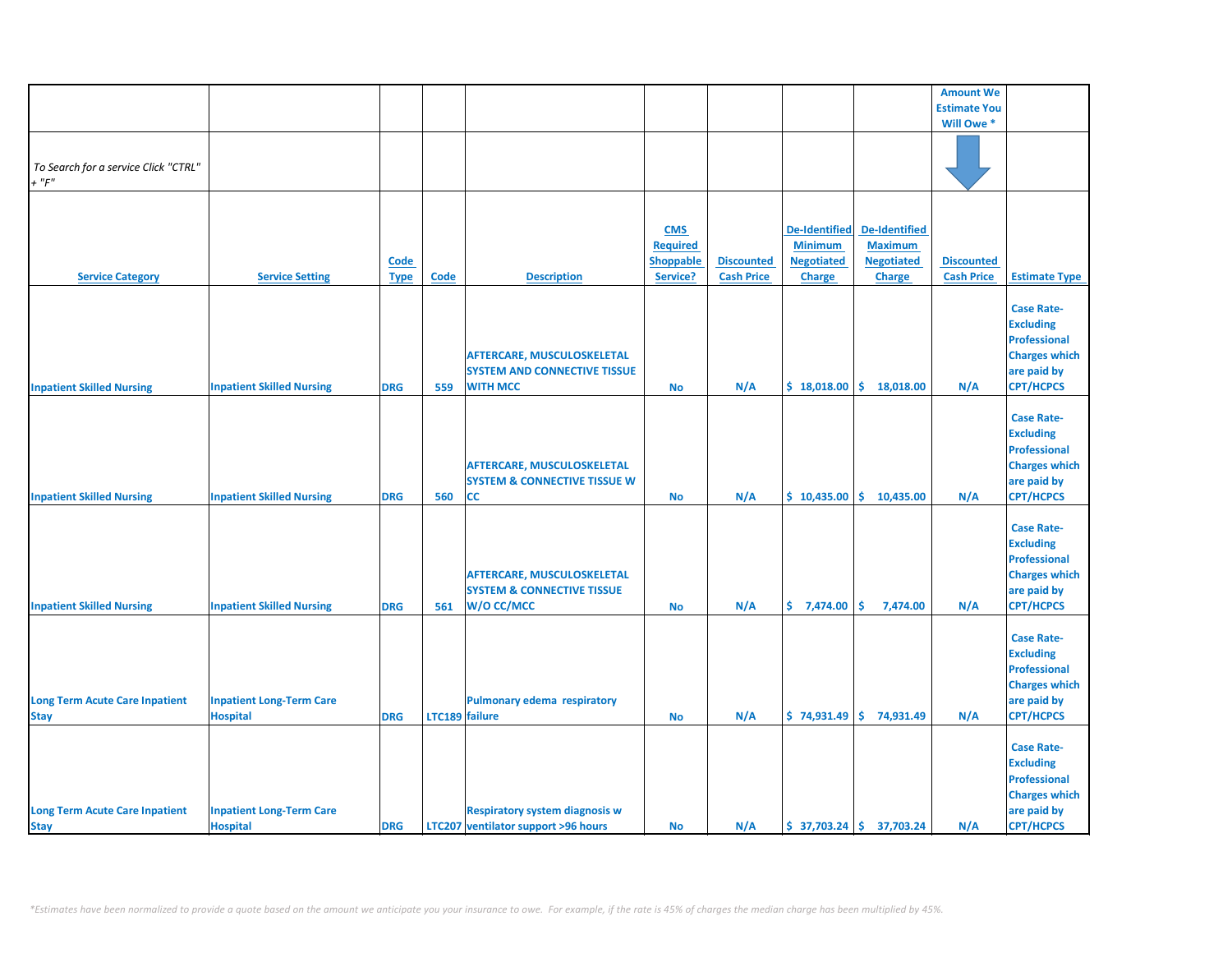| | | | | | | | | | Amount We Estimate You Will Owe * | |
|---|---|---|---|---|---|---|---|---|---|---|
| *To Search for a service Click "CTRL" + "F"* | | | | | | | | | | |
| **Service Category** | **Service Setting** | **Code Type** | **Code** | **Description** | **CMS Required Shoppable Service?** | **Discounted Cash Price** | **De-Identified Minimum Negotiated Charge** | **De-Identified Maximum Negotiated Charge** | **Discounted Cash Price** | **Estimate Type** |
| Inpatient Skilled Nursing | Inpatient Skilled Nursing | DRG | 559 | AFTERCARE, MUSCULOSKELETAL SYSTEM AND CONNECTIVE TISSUE WITH MCC | No | N/A | $ 18,018.00 | $ 18,018.00 | N/A | Case Rate-Excluding Professional Charges which are paid by CPT/HCPCS |
| Inpatient Skilled Nursing | Inpatient Skilled Nursing | DRG | 560 | AFTERCARE, MUSCULOSKELETAL SYSTEM & CONNECTIVE TISSUE W CC | No | N/A | $ 10,435.00 | $ 10,435.00 | N/A | Case Rate-Excluding Professional Charges which are paid by CPT/HCPCS |
| Inpatient Skilled Nursing | Inpatient Skilled Nursing | DRG | 561 | AFTERCARE, MUSCULOSKELETAL SYSTEM & CONNECTIVE TISSUE W/O CC/MCC | No | N/A | $ 7,474.00 | $ 7,474.00 | N/A | Case Rate-Excluding Professional Charges which are paid by CPT/HCPCS |
| Long Term Acute Care Inpatient Stay | Inpatient Long-Term Care Hospital | DRG | LTC189 | Pulmonary edema respiratory failure | No | N/A | $ 74,931.49 | $ 74,931.49 | N/A | Case Rate-Excluding Professional Charges which are paid by CPT/HCPCS |
| Long Term Acute Care Inpatient Stay | Inpatient Long-Term Care Hospital | DRG | LTC207 | Respiratory system diagnosis w ventilator support >96 hours | No | N/A | $ 37,703.24 | $ 37,703.24 | N/A | Case Rate-Excluding Professional Charges which are paid by CPT/HCPCS |

*\*Estimates have been normalized to provide a quote based on the amount we anticipate you your insurance to owe. For example, if the rate is 45% of charges the median charge has been multiplied by 45%.*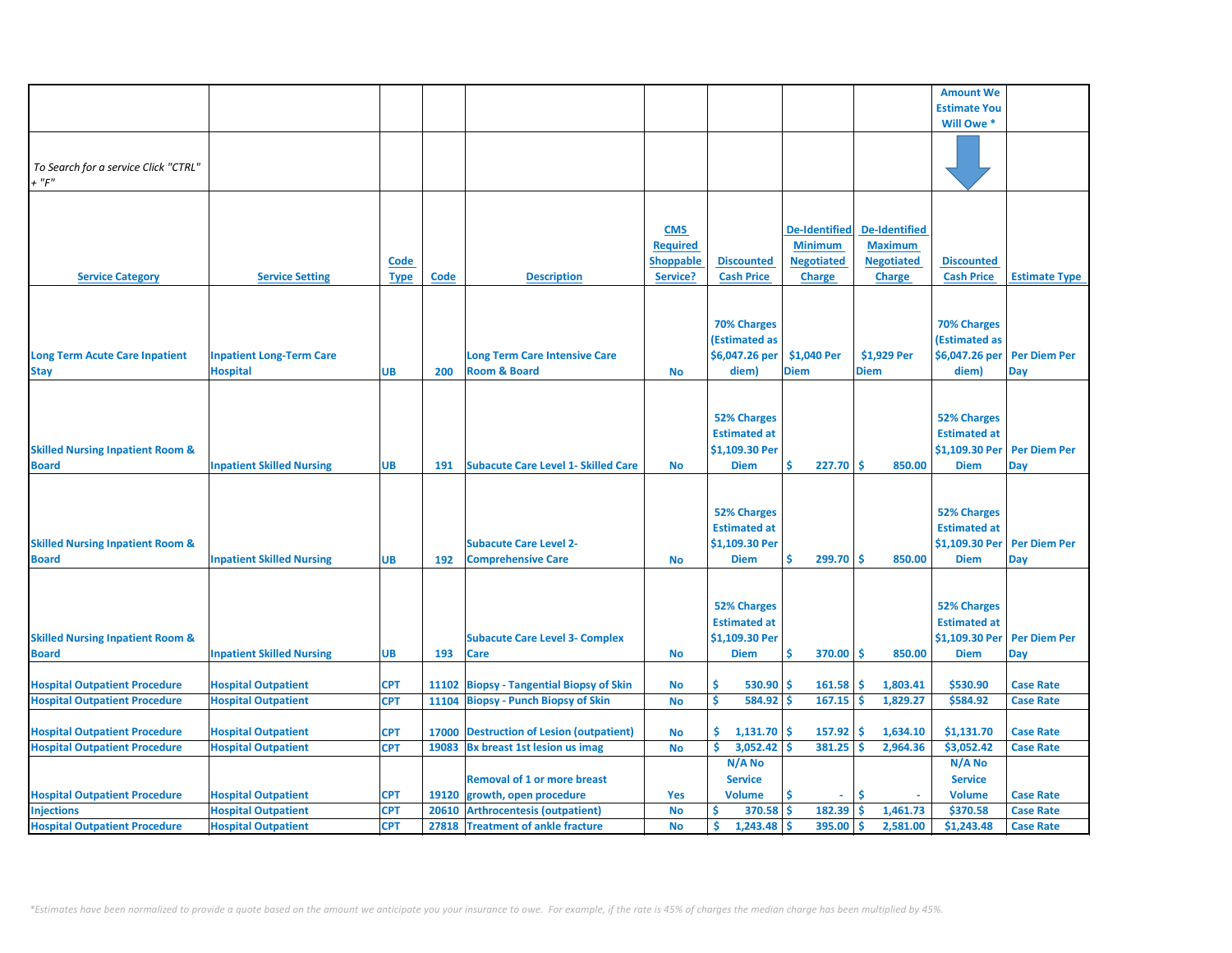| | | | | | | | | | Amount We Estimate You Will Owe * | |
|---|---|---|---|---|---|---|---|---|---|---|
| *To Search for a service Click "CTRL" + "F"* | | | | | | | | | | |
| Service Category | Service Setting | Code Type | Code | Description | CMS Required Shoppable Service? | Discounted Cash Price | De-Identified Minimum Negotiated Charge | De-Identified Maximum Negotiated Charge | Discounted Cash Price | Estimate Type |
| Long Term Acute Care Inpatient Stay | Inpatient Long-Term Care Hospital | UB | 200 | Long Term Care Intensive Care Room & Board | No | 70% Charges (Estimated as $6,047.26 per diem) | $1,040 Per Diem | $1,929 Per Diem | 70% Charges (Estimated as $6,047.26 per diem) | Per Diem Per Day |
| Skilled Nursing Inpatient Room & Board | Inpatient Skilled Nursing | UB | 191 | Subacute Care Level 1- Skilled Care | No | 52% Charges Estimated at $1,109.30 Per Diem | $ 227.70 | $ 850.00 | 52% Charges Estimated at $1,109.30 Per Diem | Per Diem Per Day |
| Skilled Nursing Inpatient Room & Board | Inpatient Skilled Nursing | UB | 192 | Subacute Care Level 2- Comprehensive Care | No | 52% Charges Estimated at $1,109.30 Per Diem | $ 299.70 | $ 850.00 | 52% Charges Estimated at $1,109.30 Per Diem | Per Diem Per Day |
| Skilled Nursing Inpatient Room & Board | Inpatient Skilled Nursing | UB | 193 | Subacute Care Level 3- Complex Care | No | 52% Charges Estimated at $1,109.30 Per Diem | $ 370.00 | $ 850.00 | 52% Charges Estimated at $1,109.30 Per Diem | Per Diem Per Day |
| Hospital Outpatient Procedure | Hospital Outpatient | CPT | 11102 | Biopsy - Tangential Biopsy of Skin | No | $ 530.90 | $ 161.58 | $ 1,803.41 | $530.90 | Case Rate |
| Hospital Outpatient Procedure | Hospital Outpatient | CPT | 11104 | Biopsy - Punch Biopsy of Skin | No | $ 584.92 | $ 167.15 | $ 1,829.27 | $584.92 | Case Rate |
| Hospital Outpatient Procedure | Hospital Outpatient | CPT | 17000 | Destruction of Lesion (outpatient) | No | $ 1,131.70 | $ 157.92 | $ 1,634.10 | $1,131.70 | Case Rate |
| Hospital Outpatient Procedure | Hospital Outpatient | CPT | 19083 | Bx breast 1st lesion us imag | No | $ 3,052.42 | $ 381.25 | $ 2,964.36 | $3,052.42 | Case Rate |
| Hospital Outpatient Procedure | Hospital Outpatient | CPT | 19120 | Removal of 1 or more breast growth, open procedure | Yes | N/A No Service Volume | $ - | $ - | N/A No Service Volume | Case Rate |
| Injections | Hospital Outpatient | CPT | 20610 | Arthrocentesis (outpatient) | No | $ 370.58 | $ 182.39 | $ 1,461.73 | $370.58 | Case Rate |
| Hospital Outpatient Procedure | Hospital Outpatient | CPT | 27818 | Treatment of ankle fracture | No | $ 1,243.48 | $ 395.00 | $ 2,581.00 | $1,243.48 | Case Rate |

*\*Estimates have been normalized to provide a quote based on the amount we anticipate you your insurance to owe. For example, if the rate is 45% of charges the median charge has been multiplied by 45%.*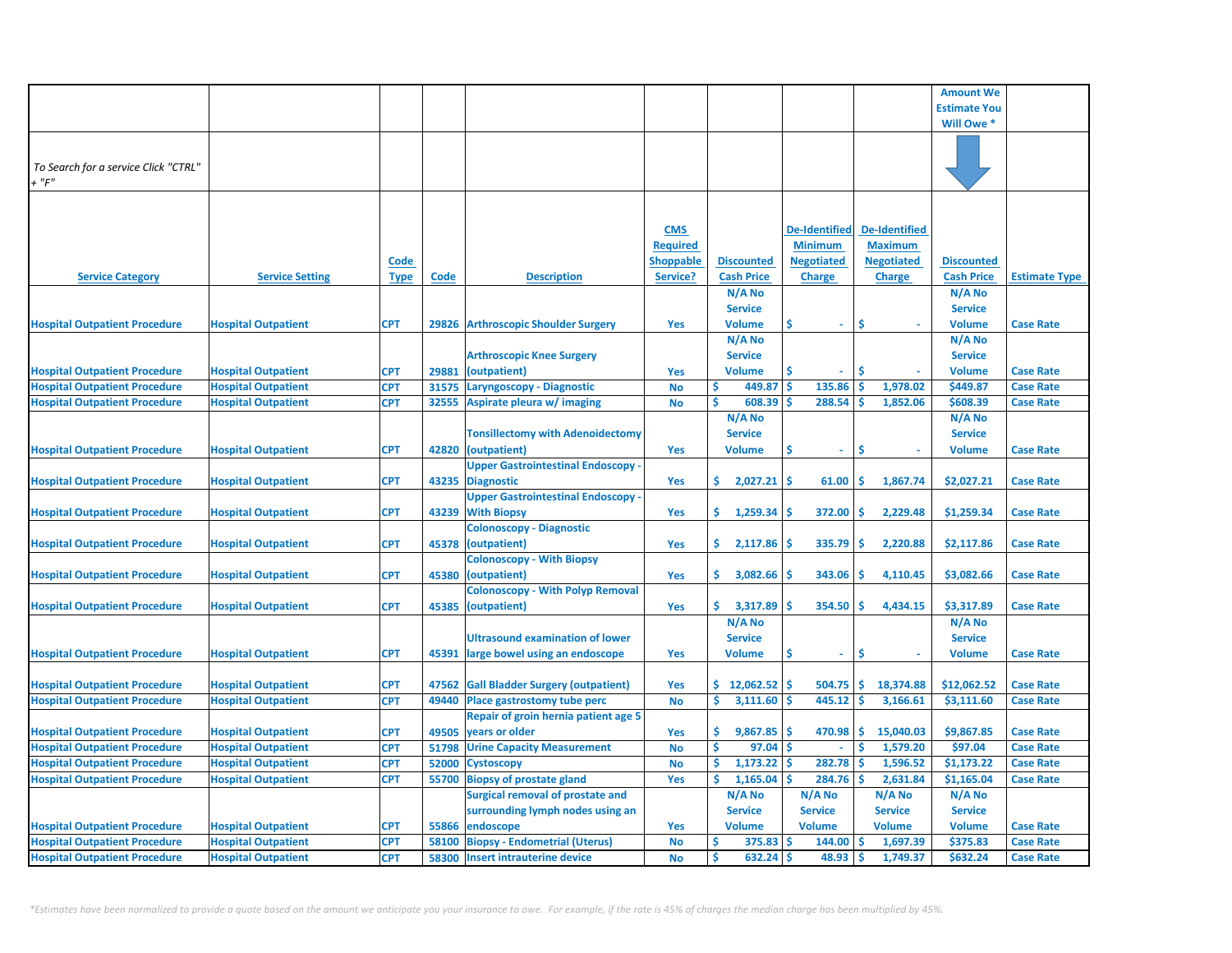| | | | | | | | | | Amount We Estimate You Will Owe * | |
|---|---|---|---|---|---|---|---|---|---|---|
| *To Search for a service Click "CTRL" + "F"* | | | | | | | | | | |
| Service Category | Service Setting | Code Type | Code | Description | CMS Required Shoppable Service? | Discounted Cash Price | De-Identified Minimum Negotiated Charge | De-Identified Maximum Negotiated Charge | Discounted Cash Price | Estimate Type |
| Hospital Outpatient Procedure | Hospital Outpatient | CPT | 29826 | Arthroscopic Shoulder Surgery | Yes | N/A No Service Volume | $ - | $ - | N/A No Service Volume | Case Rate |
| Hospital Outpatient Procedure | Hospital Outpatient | CPT | 29881 | Arthroscopic Knee Surgery (outpatient) | Yes | N/A No Service Volume | $ - | $ - | N/A No Service Volume | Case Rate |
| Hospital Outpatient Procedure | Hospital Outpatient | CPT | 31575 | Laryngoscopy - Diagnostic | No | $ 449.87 | $ 135.86 | $ 1,978.02 | $449.87 | Case Rate |
| Hospital Outpatient Procedure | Hospital Outpatient | CPT | 32555 | Aspirate pleura w/ imaging | No | $ 608.39 | $ 288.54 | $ 1,852.06 | $608.39 | Case Rate |
| Hospital Outpatient Procedure | Hospital Outpatient | CPT | 42820 | Tonsillectomy with Adenoidectomy (outpatient) | Yes | N/A No Service Volume | $ - | $ - | N/A No Service Volume | Case Rate |
| Hospital Outpatient Procedure | Hospital Outpatient | CPT | 43235 | Upper Gastrointestinal Endoscopy - Diagnostic | Yes | $ 2,027.21 | $ 61.00 | $ 1,867.74 | $2,027.21 | Case Rate |
| Hospital Outpatient Procedure | Hospital Outpatient | CPT | 43239 | Upper Gastrointestinal Endoscopy - With Biopsy | Yes | $ 1,259.34 | $ 372.00 | $ 2,229.48 | $1,259.34 | Case Rate |
| Hospital Outpatient Procedure | Hospital Outpatient | CPT | 45378 | Colonoscopy - Diagnostic (outpatient) | Yes | $ 2,117.86 | $ 335.79 | $ 2,220.88 | $2,117.86 | Case Rate |
| Hospital Outpatient Procedure | Hospital Outpatient | CPT | 45380 | Colonoscopy - With Biopsy (outpatient) | Yes | $ 3,082.66 | $ 343.06 | $ 4,110.45 | $3,082.66 | Case Rate |
| Hospital Outpatient Procedure | Hospital Outpatient | CPT | 45385 | Colonoscopy - With Polyp Removal (outpatient) | Yes | $ 3,317.89 | $ 354.50 | $ 4,434.15 | $3,317.89 | Case Rate |
| Hospital Outpatient Procedure | Hospital Outpatient | CPT | 45391 | Ultrasound examination of lower large bowel using an endoscope | Yes | N/A No Service Volume | $ - | $ - | N/A No Service Volume | Case Rate |
| Hospital Outpatient Procedure | Hospital Outpatient | CPT | 47562 | Gall Bladder Surgery (outpatient) | Yes | $ 12,062.52 | $ 504.75 | $ 18,374.88 | $12,062.52 | Case Rate |
| Hospital Outpatient Procedure | Hospital Outpatient | CPT | 49440 | Place gastrostomy tube perc | No | $ 3,111.60 | $ 445.12 | $ 3,166.61 | $3,111.60 | Case Rate |
| Hospital Outpatient Procedure | Hospital Outpatient | CPT | 49505 | Repair of groin hernia patient age 5 years or older | Yes | $ 9,867.85 | $ 470.98 | $ 15,040.03 | $9,867.85 | Case Rate |
| Hospital Outpatient Procedure | Hospital Outpatient | CPT | 51798 | Urine Capacity Measurement | No | $ 97.04 | $ - | $ 1,579.20 | $97.04 | Case Rate |
| Hospital Outpatient Procedure | Hospital Outpatient | CPT | 52000 | Cystoscopy | No | $ 1,173.22 | $ 282.78 | $ 1,596.52 | $1,173.22 | Case Rate |
| Hospital Outpatient Procedure | Hospital Outpatient | CPT | 55700 | Biopsy of prostate gland | Yes | $ 1,165.04 | $ 284.76 | $ 2,631.84 | $1,165.04 | Case Rate |
| Hospital Outpatient Procedure | Hospital Outpatient | CPT | 55866 | Surgical removal of prostate and surrounding lymph nodes using an endoscope | Yes | N/A No Service Volume | N/A No Service Volume | N/A No Service Volume | N/A No Service Volume | Case Rate |
| Hospital Outpatient Procedure | Hospital Outpatient | CPT | 58100 | Biopsy - Endometrial (Uterus) | No | $ 375.83 | $ 144.00 | $ 1,697.39 | $375.83 | Case Rate |
| Hospital Outpatient Procedure | Hospital Outpatient | CPT | 58300 | Insert intrauterine device | No | $ 632.24 | $ 48.93 | $ 1,749.37 | $632.24 | Case Rate |

*\*Estimates have been normalized to provide a quote based on the amount we anticipate you your insurance to owe. For example, if the rate is 45% of charges the median charge has been multiplied by 45%.*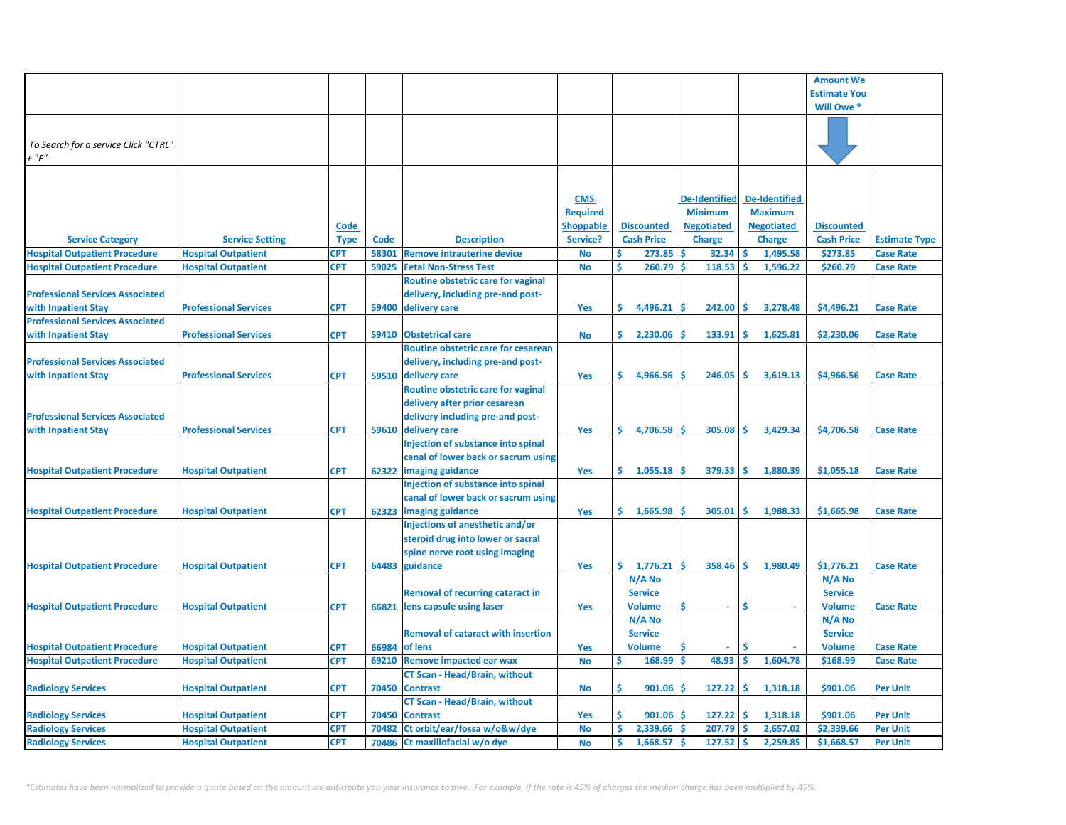| | | | | | | | | | Amount We Estimate You Will Owe * | |
|---|---|---|---|---|---|---|---|---|---|---|
| *To Search for a service Click "CTRL" + "F"* | | | | | | | | | | |
| **Service Category** | **Service Setting** | **Code Type** | **Code** | **Description** | **CMS Required Shoppable Service?** | **Discounted Cash Price** | **De-Identified Minimum Negotiated Charge** | **De-Identified Maximum Negotiated Charge** | **Discounted Cash Price** | **Estimate Type** |
| Hospital Outpatient Procedure | Hospital Outpatient | CPT | 58301 | Remove intrauterine device | No | $ 273.85 | $ 32.34 | $ 1,495.58 | $273.85 | Case Rate |
| Hospital Outpatient Procedure | Hospital Outpatient | CPT | 59025 | Fetal Non-Stress Test | No | $ 260.79 | $ 118.53 | $ 1,596.22 | $260.79 | Case Rate |
| Professional Services Associated with Inpatient Stay | Professional Services | CPT | 59400 | Routine obstetric care for vaginal delivery, including pre-and post-delivery care | Yes | $ 4,496.21 | $ 242.00 | $ 3,278.48 | $4,496.21 | Case Rate |
| Professional Services Associated with Inpatient Stay | Professional Services | CPT | 59410 | Obstetrical care | No | $ 2,230.06 | $ 133.91 | $ 1,625.81 | $2,230.06 | Case Rate |
| Professional Services Associated with Inpatient Stay | Professional Services | CPT | 59510 | Routine obstetric care for cesarean delivery, including pre-and post-delivery care | Yes | $ 4,966.56 | $ 246.05 | $ 3,619.13 | $4,966.56 | Case Rate |
| Professional Services Associated with Inpatient Stay | Professional Services | CPT | 59610 | Routine obstetric care for vaginal delivery after prior cesarean delivery including pre-and post-delivery care | Yes | $ 4,706.58 | $ 305.08 | $ 3,429.34 | $4,706.58 | Case Rate |
| Hospital Outpatient Procedure | Hospital Outpatient | CPT | 62322 | Injection of substance into spinal canal of lower back or sacrum using imaging guidance | Yes | $ 1,055.18 | $ 379.33 | $ 1,880.39 | $1,055.18 | Case Rate |
| Hospital Outpatient Procedure | Hospital Outpatient | CPT | 62323 | Injection of substance into spinal canal of lower back or sacrum using imaging guidance | Yes | $ 1,665.98 | $ 305.01 | $ 1,988.33 | $1,665.98 | Case Rate |
| Hospital Outpatient Procedure | Hospital Outpatient | CPT | 64483 | Injections of anesthetic and/or steroid drug into lower or sacral spine nerve root using imaging guidance | Yes | $ 1,776.21 | $ 358.46 | $ 1,980.49 | $1,776.21 | Case Rate |
| Hospital Outpatient Procedure | Hospital Outpatient | CPT | 66821 | Removal of recurring cataract in lens capsule using laser | Yes | N/A No Service Volume | $ - | $ - | N/A No Service Volume | Case Rate |
| Hospital Outpatient Procedure | Hospital Outpatient | CPT | 66984 | Removal of cataract with insertion of lens | Yes | N/A No Service Volume | $ - | $ - | N/A No Service Volume | Case Rate |
| Hospital Outpatient Procedure | Hospital Outpatient | CPT | 69210 | Remove impacted ear wax | No | $ 168.99 | $ 48.93 | $ 1,604.78 | $168.99 | Case Rate |
| Radiology Services | Hospital Outpatient | CPT | 70450 | CT Scan - Head/Brain, without Contrast | No | $ 901.06 | $ 127.22 | $ 1,318.18 | $901.06 | Per Unit |
| Radiology Services | Hospital Outpatient | CPT | 70450 | CT Scan - Head/Brain, without Contrast | Yes | $ 901.06 | $ 127.22 | $ 1,318.18 | $901.06 | Per Unit |
| Radiology Services | Hospital Outpatient | CPT | 70482 | Ct orbit/ear/fossa w/o&w/dye | No | $ 2,339.66 | $ 207.79 | $ 2,657.02 | $2,339.66 | Per Unit |
| Radiology Services | Hospital Outpatient | CPT | 70486 | Ct maxillofacial w/o dye | No | $ 1,668.57 | $ 127.52 | $ 2,259.85 | $1,668.57 | Per Unit |

*\*Estimates have been normalized to provide a quote based on the amount we anticipate you your insurance to owe. For example, if the rate is 45% of charges the median charge has been multiplied by 45%.*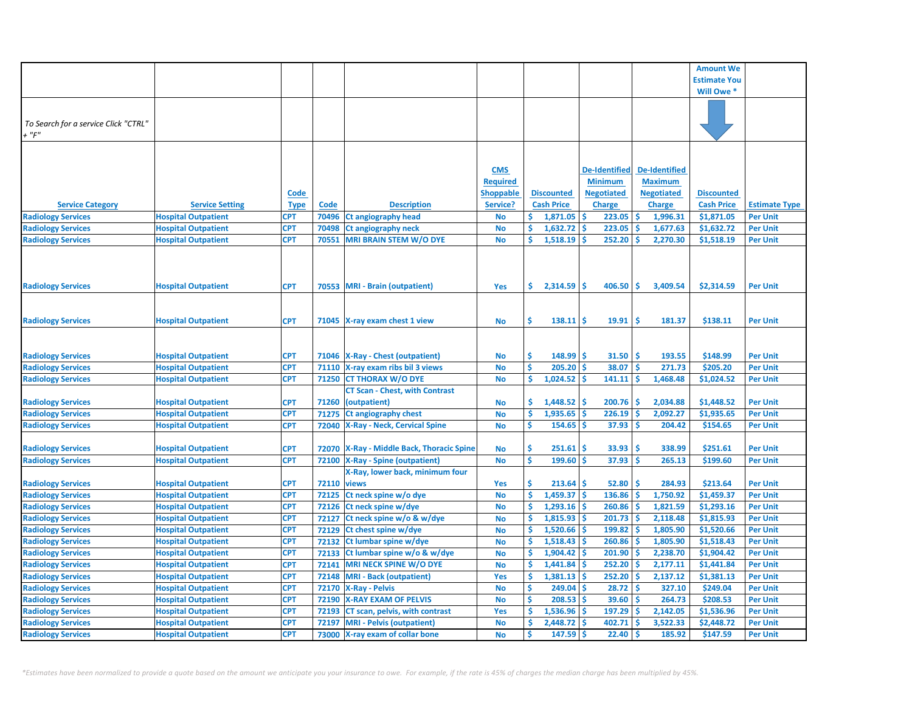| Service Category | Service Setting | Code Type | Code | Description | CMS Required Shoppable Service? | Discounted Cash Price | De-Identified Minimum Negotiated Charge | De-Identified Maximum Negotiated Charge | Amount We Estimate You Will Owe * Discounted Cash Price | Estimate Type |
|---|---|---|---|---|---|---|---|---|---|---|
| *To Search for a service Click "CTRL" + "F"* | | | | | | | | | | |
| Radiology Services | Hospital Outpatient | CPT | 70496 | Ct angiography head | No | $ 1,871.05 | $ 223.05 | $ 1,996.31 | $1,871.05 | Per Unit |
| Radiology Services | Hospital Outpatient | CPT | 70498 | Ct angiography neck | No | $ 1,632.72 | $ 223.05 | $ 1,677.63 | $1,632.72 | Per Unit |
| Radiology Services | Hospital Outpatient | CPT | 70551 | MRI BRAIN STEM W/O DYE | No | $ 1,518.19 | $ 252.20 | $ 2,270.30 | $1,518.19 | Per Unit |
| Radiology Services | Hospital Outpatient | CPT | 70553 | MRI - Brain (outpatient) | Yes | $ 2,314.59 | $ 406.50 | $ 3,409.54 | $2,314.59 | Per Unit |
| Radiology Services | Hospital Outpatient | CPT | 71045 | X-ray exam chest 1 view | No | $ 138.11 | $ 19.91 | $ 181.37 | $138.11 | Per Unit |
| Radiology Services | Hospital Outpatient | CPT | 71046 | X-Ray - Chest (outpatient) | No | $ 148.99 | $ 31.50 | $ 193.55 | $148.99 | Per Unit |
| Radiology Services | Hospital Outpatient | CPT | 71110 | X-ray exam ribs bil 3 views | No | $ 205.20 | $ 38.07 | $ 271.73 | $205.20 | Per Unit |
| Radiology Services | Hospital Outpatient | CPT | 71250 | CT THORAX W/O DYE | No | $ 1,024.52 | $ 141.11 | $ 1,468.48 | $1,024.52 | Per Unit |
| Radiology Services | Hospital Outpatient | CPT | 71260 | CT Scan - Chest, with Contrast (outpatient) | No | $ 1,448.52 | $ 200.76 | $ 2,034.88 | $1,448.52 | Per Unit |
| Radiology Services | Hospital Outpatient | CPT | 71275 | Ct angiography chest | No | $ 1,935.65 | $ 226.19 | $ 2,092.27 | $1,935.65 | Per Unit |
| Radiology Services | Hospital Outpatient | CPT | 72040 | X-Ray - Neck, Cervical Spine | No | $ 154.65 | $ 37.93 | $ 204.42 | $154.65 | Per Unit |
| Radiology Services | Hospital Outpatient | CPT | 72070 | X-Ray - Middle Back, Thoracic Spine | No | $ 251.61 | $ 33.93 | $ 338.99 | $251.61 | Per Unit |
| Radiology Services | Hospital Outpatient | CPT | 72100 | X-Ray - Spine (outpatient) | No | $ 199.60 | $ 37.93 | $ 265.13 | $199.60 | Per Unit |
| Radiology Services | Hospital Outpatient | CPT | 72110 | X-Ray, lower back, minimum four views | Yes | $ 213.64 | $ 52.80 | $ 284.93 | $213.64 | Per Unit |
| Radiology Services | Hospital Outpatient | CPT | 72125 | Ct neck spine w/o dye | No | $ 1,459.37 | $ 136.86 | $ 1,750.92 | $1,459.37 | Per Unit |
| Radiology Services | Hospital Outpatient | CPT | 72126 | Ct neck spine w/dye | No | $ 1,293.16 | $ 260.86 | $ 1,821.59 | $1,293.16 | Per Unit |
| Radiology Services | Hospital Outpatient | CPT | 72127 | Ct neck spine w/o & w/dye | No | $ 1,815.93 | $ 201.73 | $ 2,118.48 | $1,815.93 | Per Unit |
| Radiology Services | Hospital Outpatient | CPT | 72129 | Ct chest spine w/dye | No | $ 1,520.66 | $ 199.82 | $ 1,805.90 | $1,520.66 | Per Unit |
| Radiology Services | Hospital Outpatient | CPT | 72132 | Ct lumbar spine w/dye | No | $ 1,518.43 | $ 260.86 | $ 1,805.90 | $1,518.43 | Per Unit |
| Radiology Services | Hospital Outpatient | CPT | 72133 | Ct lumbar spine w/o & w/dye | No | $ 1,904.42 | $ 201.90 | $ 2,238.70 | $1,904.42 | Per Unit |
| Radiology Services | Hospital Outpatient | CPT | 72141 | MRI NECK SPINE W/O DYE | No | $ 1,441.84 | $ 252.20 | $ 2,177.11 | $1,441.84 | Per Unit |
| Radiology Services | Hospital Outpatient | CPT | 72148 | MRI - Back (outpatient) | Yes | $ 1,381.13 | $ 252.20 | $ 2,137.12 | $1,381.13 | Per Unit |
| Radiology Services | Hospital Outpatient | CPT | 72170 | X-Ray - Pelvis | No | $ 249.04 | $ 28.72 | $ 327.10 | $249.04 | Per Unit |
| Radiology Services | Hospital Outpatient | CPT | 72190 | X-RAY EXAM OF PELVIS | No | $ 208.53 | $ 39.60 | $ 264.73 | $208.53 | Per Unit |
| Radiology Services | Hospital Outpatient | CPT | 72193 | CT scan, pelvis, with contrast | Yes | $ 1,536.96 | $ 197.29 | $ 2,142.05 | $1,536.96 | Per Unit |
| Radiology Services | Hospital Outpatient | CPT | 72197 | MRI - Pelvis (outpatient) | No | $ 2,448.72 | $ 402.71 | $ 3,522.33 | $2,448.72 | Per Unit |
| Radiology Services | Hospital Outpatient | CPT | 73000 | X-ray exam of collar bone | No | $ 147.59 | $ 22.40 | $ 185.92 | $147.59 | Per Unit |

*\*Estimates have been normalized to provide a quote based on the amount we anticipate you your insurance to owe. For example, if the rate is 45% of charges the median charge has been multiplied by 45%.*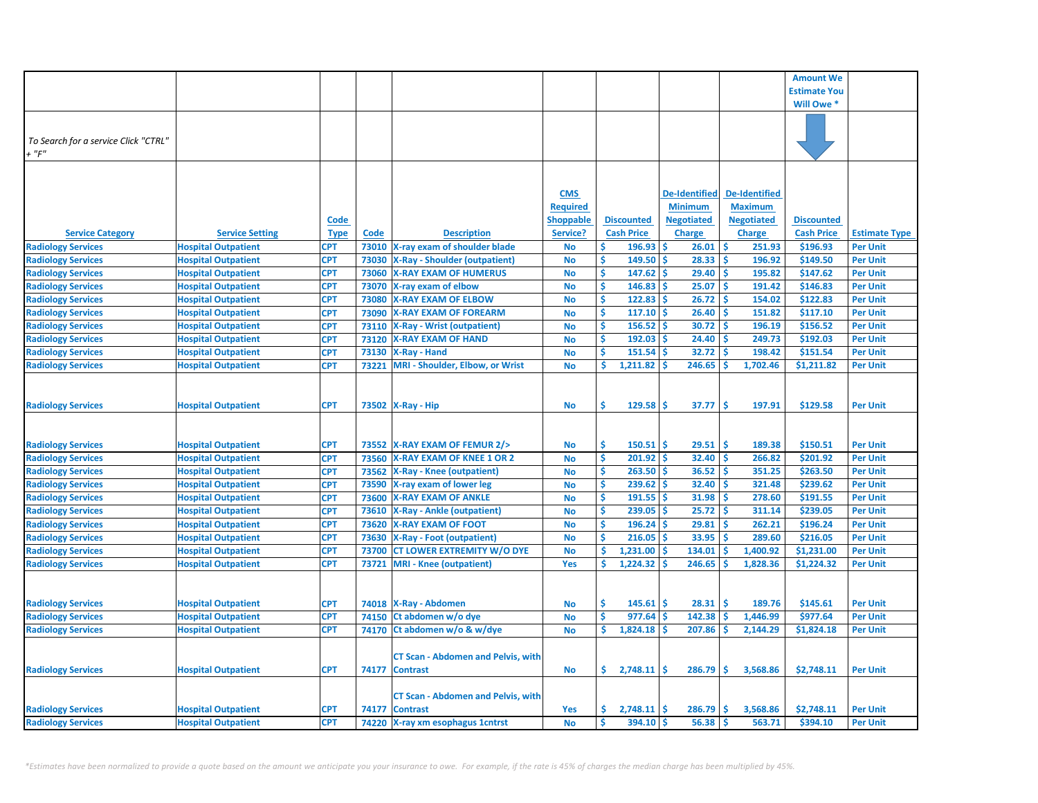| Service Category | Service Setting | Code Type | Code | Description | CMS Required Shoppable Service? | Discounted Cash Price | De-Identified Minimum Negotiated Charge | De-Identified Maximum Negotiated Charge | Amount We Estimate You Will Owe * Discounted Cash Price | Estimate Type |
|---|---|---|---|---|---|---|---|---|---|---|
| | To Search for a service Click "CTRL" + "F" | | | | | | | | | |
| Radiology Services | Hospital Outpatient | CPT | 73010 | X-ray exam of shoulder blade | No | $ 196.93 | $ 26.01 | $ 251.93 | $196.93 | Per Unit |
| Radiology Services | Hospital Outpatient | CPT | 73030 | X-Ray - Shoulder (outpatient) | No | $ 149.50 | $ 28.33 | $ 196.92 | $149.50 | Per Unit |
| Radiology Services | Hospital Outpatient | CPT | 73060 | X-RAY EXAM OF HUMERUS | No | $ 147.62 | $ 29.40 | $ 195.82 | $147.62 | Per Unit |
| Radiology Services | Hospital Outpatient | CPT | 73070 | X-ray exam of elbow | No | $ 146.83 | $ 25.07 | $ 191.42 | $146.83 | Per Unit |
| Radiology Services | Hospital Outpatient | CPT | 73080 | X-RAY EXAM OF ELBOW | No | $ 122.83 | $ 26.72 | $ 154.02 | $122.83 | Per Unit |
| Radiology Services | Hospital Outpatient | CPT | 73090 | X-RAY EXAM OF FOREARM | No | $ 117.10 | $ 26.40 | $ 151.82 | $117.10 | Per Unit |
| Radiology Services | Hospital Outpatient | CPT | 73110 | X-Ray - Wrist (outpatient) | No | $ 156.52 | $ 30.72 | $ 196.19 | $156.52 | Per Unit |
| Radiology Services | Hospital Outpatient | CPT | 73120 | X-RAY EXAM OF HAND | No | $ 192.03 | $ 24.40 | $ 249.73 | $192.03 | Per Unit |
| Radiology Services | Hospital Outpatient | CPT | 73130 | X-Ray - Hand | No | $ 151.54 | $ 32.72 | $ 198.42 | $151.54 | Per Unit |
| Radiology Services | Hospital Outpatient | CPT | 73221 | MRI - Shoulder, Elbow, or Wrist | No | $ 1,211.82 | $ 246.65 | $ 1,702.46 | $1,211.82 | Per Unit |
| Radiology Services | Hospital Outpatient | CPT | 73502 | X-Ray - Hip | No | $ 129.58 | $ 37.77 | $ 197.91 | $129.58 | Per Unit |
| Radiology Services | Hospital Outpatient | CPT | 73552 | X-RAY EXAM OF FEMUR 2/> | No | $ 150.51 | $ 29.51 | $ 189.38 | $150.51 | Per Unit |
| Radiology Services | Hospital Outpatient | CPT | 73560 | X-RAY EXAM OF KNEE 1 OR 2 | No | $ 201.92 | $ 32.40 | $ 266.82 | $201.92 | Per Unit |
| Radiology Services | Hospital Outpatient | CPT | 73562 | X-Ray - Knee (outpatient) | No | $ 263.50 | $ 36.52 | $ 351.25 | $263.50 | Per Unit |
| Radiology Services | Hospital Outpatient | CPT | 73590 | X-ray exam of lower leg | No | $ 239.62 | $ 32.40 | $ 321.48 | $239.62 | Per Unit |
| Radiology Services | Hospital Outpatient | CPT | 73600 | X-RAY EXAM OF ANKLE | No | $ 191.55 | $ 31.98 | $ 278.60 | $191.55 | Per Unit |
| Radiology Services | Hospital Outpatient | CPT | 73610 | X-Ray - Ankle (outpatient) | No | $ 239.05 | $ 25.72 | $ 311.14 | $239.05 | Per Unit |
| Radiology Services | Hospital Outpatient | CPT | 73620 | X-RAY EXAM OF FOOT | No | $ 196.24 | $ 29.81 | $ 262.21 | $196.24 | Per Unit |
| Radiology Services | Hospital Outpatient | CPT | 73630 | X-Ray - Foot (outpatient) | No | $ 216.05 | $ 33.95 | $ 289.60 | $216.05 | Per Unit |
| Radiology Services | Hospital Outpatient | CPT | 73700 | CT LOWER EXTREMITY W/O DYE | No | $ 1,231.00 | $ 134.01 | $ 1,400.92 | $1,231.00 | Per Unit |
| Radiology Services | Hospital Outpatient | CPT | 73721 | MRI - Knee (outpatient) | Yes | $ 1,224.32 | $ 246.65 | $ 1,828.36 | $1,224.32 | Per Unit |
| Radiology Services | Hospital Outpatient | CPT | 74018 | X-Ray - Abdomen | No | $ 145.61 | $ 28.31 | $ 189.76 | $145.61 | Per Unit |
| Radiology Services | Hospital Outpatient | CPT | 74150 | Ct abdomen w/o dye | No | $ 977.64 | $ 142.38 | $ 1,446.99 | $977.64 | Per Unit |
| Radiology Services | Hospital Outpatient | CPT | 74170 | Ct abdomen w/o & w/dye | No | $ 1,824.18 | $ 207.86 | $ 2,144.29 | $1,824.18 | Per Unit |
| Radiology Services | Hospital Outpatient | CPT | 74177 | CT Scan - Abdomen and Pelvis, with Contrast | No | $ 2,748.11 | $ 286.79 | $ 3,568.86 | $2,748.11 | Per Unit |
| Radiology Services | Hospital Outpatient | CPT | 74177 | CT Scan - Abdomen and Pelvis, with Contrast | Yes | $ 2,748.11 | $ 286.79 | $ 3,568.86 | $2,748.11 | Per Unit |
| Radiology Services | Hospital Outpatient | CPT | 74220 | X-ray xm esophagus 1cntrst | No | $ 394.10 | $ 56.38 | $ 563.71 | $394.10 | Per Unit |

*Estimates have been normalized to provide a quote based on the amount we anticipate you your insurance to owe. For example, if the rate is 45% of charges the median charge has been multiplied by 45%.*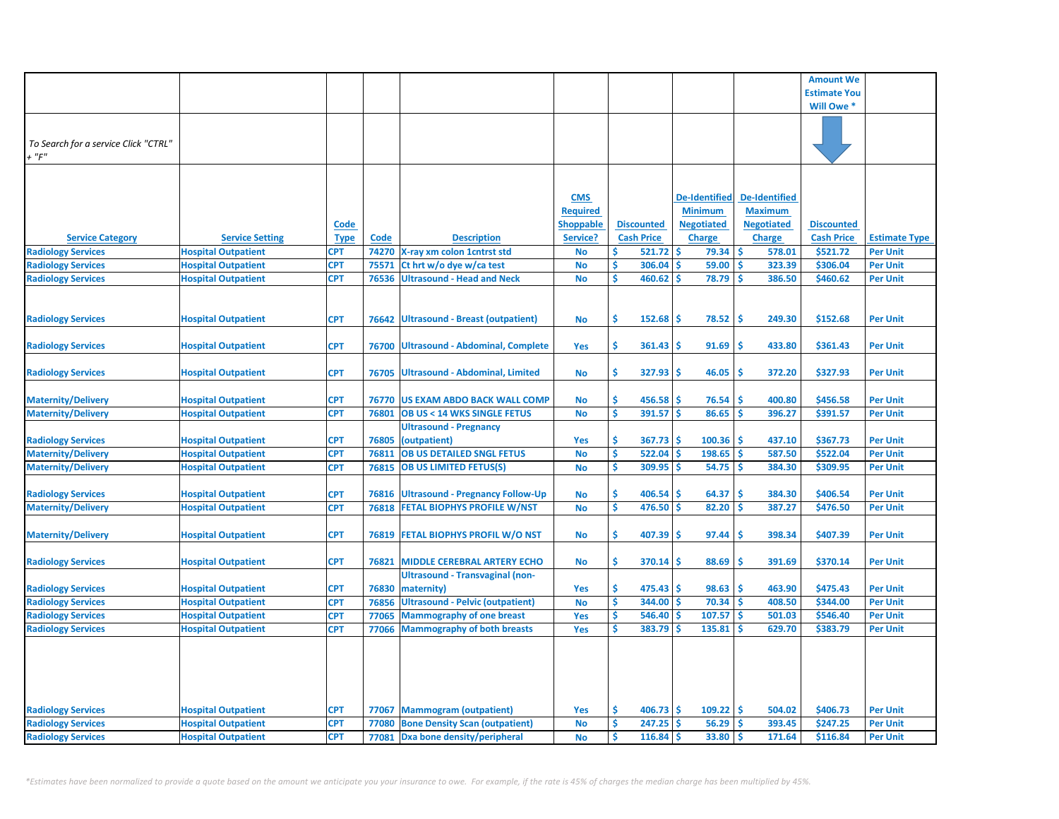| Service Category | Service Setting | Code Type | Code | Description | CMS Required Shoppable Service? | Discounted Cash Price | De-Identified Minimum Negotiated Charge | De-Identified Maximum Negotiated Charge | Amount We Estimate You Will Owe * Discounted Cash Price | Estimate Type |
|---|---|---|---|---|---|---|---|---|---|---|
| *To Search for a service Click "CTRL" + "F"* | | | | | | | | | | |
| Radiology Services | Hospital Outpatient | CPT | 74270 | X-ray xm colon 1cntrst std | No | $ 521.72 | $ 79.34 | $ 578.01 | $521.72 | Per Unit |
| Radiology Services | Hospital Outpatient | CPT | 75571 | Ct hrt w/o dye w/ca test | No | $ 306.04 | $ 59.00 | $ 323.39 | $306.04 | Per Unit |
| Radiology Services | Hospital Outpatient | CPT | 76536 | Ultrasound - Head and Neck | No | $ 460.62 | $ 78.79 | $ 386.50 | $460.62 | Per Unit |
| Radiology Services | Hospital Outpatient | CPT | 76642 | Ultrasound - Breast (outpatient) | No | $ 152.68 | $ 78.52 | $ 249.30 | $152.68 | Per Unit |
| Radiology Services | Hospital Outpatient | CPT | 76700 | Ultrasound - Abdominal, Complete | Yes | $ 361.43 | $ 91.69 | $ 433.80 | $361.43 | Per Unit |
| Radiology Services | Hospital Outpatient | CPT | 76705 | Ultrasound - Abdominal, Limited | No | $ 327.93 | $ 46.05 | $ 372.20 | $327.93 | Per Unit |
| Maternity/Delivery | Hospital Outpatient | CPT | 76770 | US EXAM ABDO BACK WALL COMP | No | $ 456.58 | $ 76.54 | $ 400.80 | $456.58 | Per Unit |
| Maternity/Delivery | Hospital Outpatient | CPT | 76801 | OB US < 14 WKS SINGLE FETUS | No | $ 391.57 | $ 86.65 | $ 396.27 | $391.57 | Per Unit |
| Radiology Services | Hospital Outpatient | CPT | 76805 | Ultrasound - Pregnancy (outpatient) | Yes | $ 367.73 | $ 100.36 | $ 437.10 | $367.73 | Per Unit |
| Maternity/Delivery | Hospital Outpatient | CPT | 76811 | OB US DETAILED SNGL FETUS | No | $ 522.04 | $ 198.65 | $ 587.50 | $522.04 | Per Unit |
| Maternity/Delivery | Hospital Outpatient | CPT | 76815 | OB US LIMITED FETUS(S) | No | $ 309.95 | $ 54.75 | $ 384.30 | $309.95 | Per Unit |
| Radiology Services | Hospital Outpatient | CPT | 76816 | Ultrasound - Pregnancy Follow-Up | No | $ 406.54 | $ 64.37 | $ 384.30 | $406.54 | Per Unit |
| Maternity/Delivery | Hospital Outpatient | CPT | 76818 | FETAL BIOPHYS PROFILE W/NST | No | $ 476.50 | $ 82.20 | $ 387.27 | $476.50 | Per Unit |
| Maternity/Delivery | Hospital Outpatient | CPT | 76819 | FETAL BIOPHYS PROFIL W/O NST | No | $ 407.39 | $ 97.44 | $ 398.34 | $407.39 | Per Unit |
| Radiology Services | Hospital Outpatient | CPT | 76821 | MIDDLE CEREBRAL ARTERY ECHO | No | $ 370.14 | $ 88.69 | $ 391.69 | $370.14 | Per Unit |
| Radiology Services | Hospital Outpatient | CPT | 76830 | Ultrasound - Transvaginal (non-maternity) | Yes | $ 475.43 | $ 98.63 | $ 463.90 | $475.43 | Per Unit |
| Radiology Services | Hospital Outpatient | CPT | 76856 | Ultrasound - Pelvic (outpatient) | No | $ 344.00 | $ 70.34 | $ 408.50 | $344.00 | Per Unit |
| Radiology Services | Hospital Outpatient | CPT | 77065 | Mammography of one breast | Yes | $ 546.40 | $ 107.57 | $ 501.03 | $546.40 | Per Unit |
| Radiology Services | Hospital Outpatient | CPT | 77066 | Mammography of both breasts | Yes | $ 383.79 | $ 135.81 | $ 629.70 | $383.79 | Per Unit |
| Radiology Services | Hospital Outpatient | CPT | 77067 | Mammogram (outpatient) | Yes | $ 406.73 | $ 109.22 | $ 504.02 | $406.73 | Per Unit |
| Radiology Services | Hospital Outpatient | CPT | 77080 | Bone Density Scan (outpatient) | No | $ 247.25 | $ 56.29 | $ 393.45 | $247.25 | Per Unit |
| Radiology Services | Hospital Outpatient | CPT | 77081 | Dxa bone density/peripheral | No | $ 116.84 | $ 33.80 | $ 171.64 | $116.84 | Per Unit |

*\*Estimates have been normalized to provide a quote based on the amount we anticipate you your insurance to owe. For example, if the rate is 45% of charges the median charge has been multiplied by 45%.*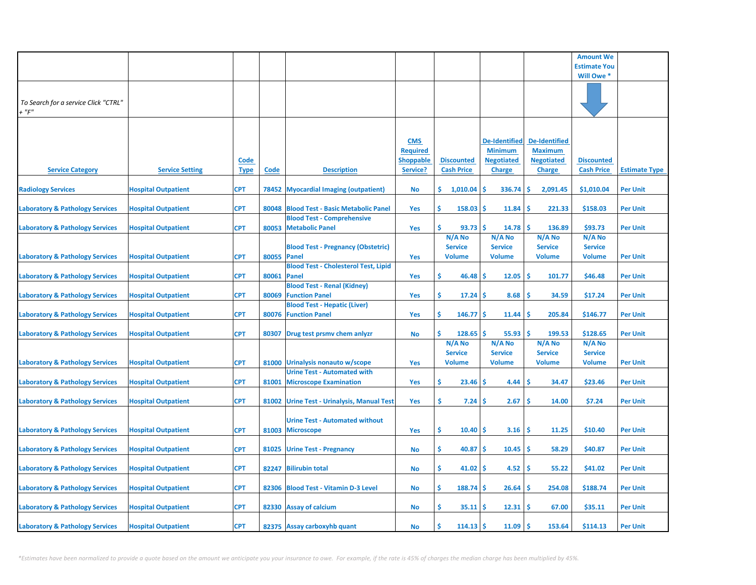| Service Category | Service Setting | Code Type | Code | Description | CMS Required Shoppable Service? | Discounted Cash Price | De-Identified Minimum Negotiated Charge | De-Identified Maximum Negotiated Charge | Amount We Estimate You Will Owe * Discounted Cash Price | Estimate Type |
|---|---|---|---|---|---|---|---|---|---|---|
| *To Search for a service Click "CTRL" + "F"* | | | | | | | | | | |
| Radiology Services | Hospital Outpatient | CPT | 78452 | Myocardial Imaging (outpatient) | No | $ 1,010.04 | $ 336.74 | $ 2,091.45 | $1,010.04 | Per Unit |
| Laboratory & Pathology Services | Hospital Outpatient | CPT | 80048 | Blood Test - Basic Metabolic Panel | Yes | $ 158.03 | $ 11.84 | $ 221.33 | $158.03 | Per Unit |
| Laboratory & Pathology Services | Hospital Outpatient | CPT | 80053 | Blood Test - Comprehensive Metabolic Panel | Yes | $ 93.73 | $ 14.78 | $ 136.89 | $93.73 | Per Unit |
| Laboratory & Pathology Services | Hospital Outpatient | CPT | 80055 | Blood Test - Pregnancy (Obstetric) Panel | Yes | N/A No Service Volume | N/A No Service Volume | N/A No Service Volume | N/A No Service Volume | Per Unit |
| Laboratory & Pathology Services | Hospital Outpatient | CPT | 80061 | Blood Test - Cholesterol Test, Lipid Panel | Yes | $ 46.48 | $ 12.05 | $ 101.77 | $46.48 | Per Unit |
| Laboratory & Pathology Services | Hospital Outpatient | CPT | 80069 | Blood Test - Renal (Kidney) Function Panel | Yes | $ 17.24 | $ 8.68 | $ 34.59 | $17.24 | Per Unit |
| Laboratory & Pathology Services | Hospital Outpatient | CPT | 80076 | Blood Test - Hepatic (Liver) Function Panel | Yes | $ 146.77 | $ 11.44 | $ 205.84 | $146.77 | Per Unit |
| Laboratory & Pathology Services | Hospital Outpatient | CPT | 80307 | Drug test prsmv chem anlyzr | No | $ 128.65 | $ 55.93 | $ 199.53 | $128.65 | Per Unit |
| Laboratory & Pathology Services | Hospital Outpatient | CPT | 81000 | Urinalysis nonauto w/scope | Yes | N/A No Service Volume | N/A No Service Volume | N/A No Service Volume | N/A No Service Volume | Per Unit |
| Laboratory & Pathology Services | Hospital Outpatient | CPT | 81001 | Urine Test - Automated with Microscope Examination | Yes | $ 23.46 | $ 4.44 | $ 34.47 | $23.46 | Per Unit |
| Laboratory & Pathology Services | Hospital Outpatient | CPT | 81002 | Urine Test - Urinalysis, Manual Test | Yes | $ 7.24 | $ 2.67 | $ 14.00 | $7.24 | Per Unit |
| Laboratory & Pathology Services | Hospital Outpatient | CPT | 81003 | Urine Test - Automated without Microscope | Yes | $ 10.40 | $ 3.16 | $ 11.25 | $10.40 | Per Unit |
| Laboratory & Pathology Services | Hospital Outpatient | CPT | 81025 | Urine Test - Pregnancy | No | $ 40.87 | $ 10.45 | $ 58.29 | $40.87 | Per Unit |
| Laboratory & Pathology Services | Hospital Outpatient | CPT | 82247 | Bilirubin total | No | $ 41.02 | $ 4.52 | $ 55.22 | $41.02 | Per Unit |
| Laboratory & Pathology Services | Hospital Outpatient | CPT | 82306 | Blood Test - Vitamin D-3 Level | No | $ 188.74 | $ 26.64 | $ 254.08 | $188.74 | Per Unit |
| Laboratory & Pathology Services | Hospital Outpatient | CPT | 82330 | Assay of calcium | No | $ 35.11 | $ 12.31 | $ 67.00 | $35.11 | Per Unit |
| Laboratory & Pathology Services | Hospital Outpatient | CPT | 82375 | Assay carboxyhb quant | No | $ 114.13 | $ 11.09 | $ 153.64 | $114.13 | Per Unit |

*\*Estimates have been normalized to provide a quote based on the amount we anticipate you your insurance to owe. For example, if the rate is 45% of charges the median charge has been multiplied by 45%.*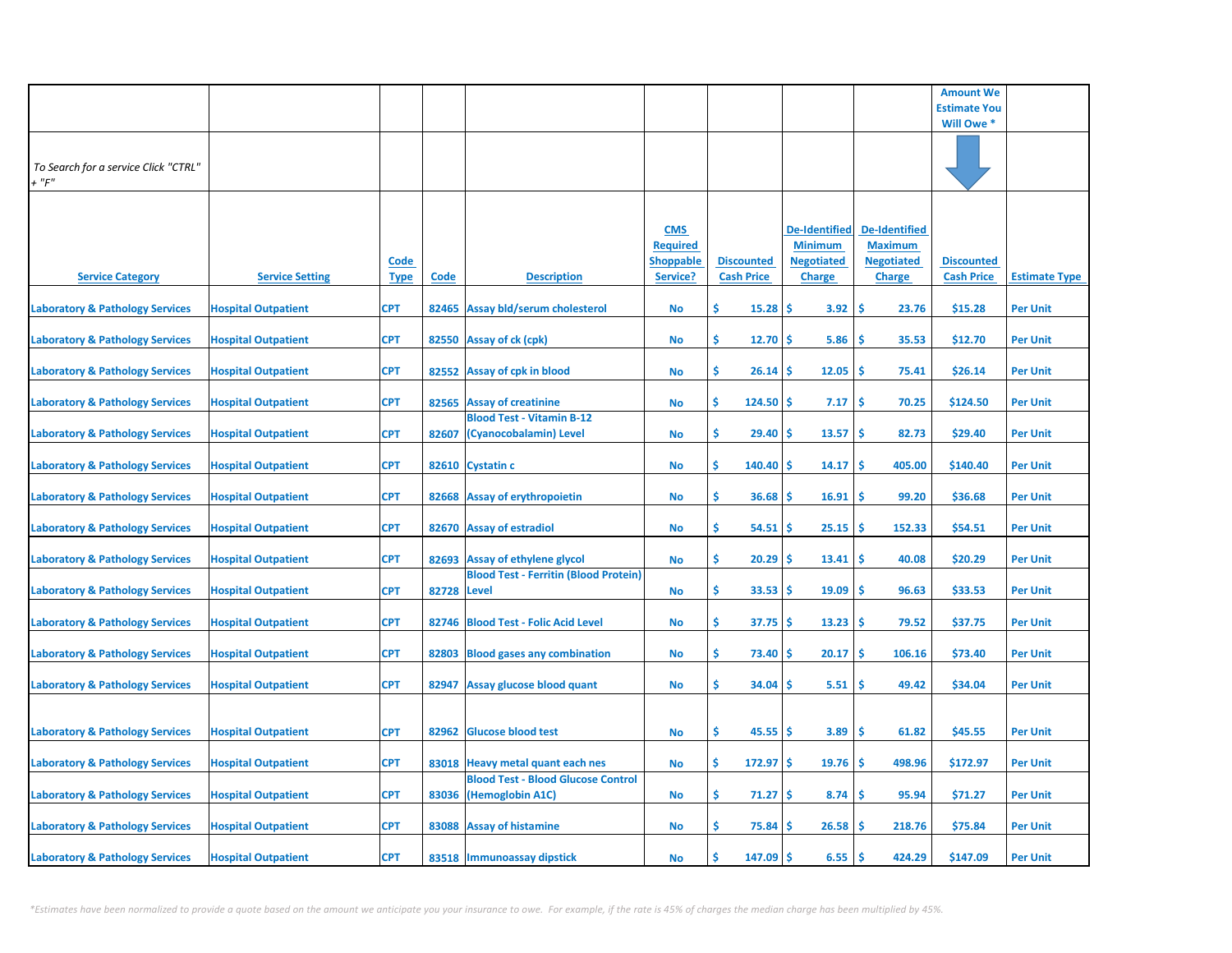| | | | | | | | | | Amount We Estimate You Will Owe * | |
|---|---|---|---|---|---|---|---|---|---|---|
| *To Search for a service Click "CTRL" + "F"* | | | | | | | | | | |
| **Service Category** | **Service Setting** | **Code Type** | **Code** | **Description** | **CMS Required Shoppable Service?** | **Discounted Cash Price** | **De-Identified Minimum Negotiated Charge** | **De-Identified Maximum Negotiated Charge** | **Discounted Cash Price** | **Estimate Type** |
| Laboratory & Pathology Services | Hospital Outpatient | CPT | 82465 | Assay bld/serum cholesterol | No | $ 15.28 | $ 3.92 | $ 23.76 | $15.28 | Per Unit |
| Laboratory & Pathology Services | Hospital Outpatient | CPT | 82550 | Assay of ck (cpk) | No | $ 12.70 | $ 5.86 | $ 35.53 | $12.70 | Per Unit |
| Laboratory & Pathology Services | Hospital Outpatient | CPT | 82552 | Assay of cpk in blood | No | $ 26.14 | $ 12.05 | $ 75.41 | $26.14 | Per Unit |
| Laboratory & Pathology Services | Hospital Outpatient | CPT | 82565 | Assay of creatinine | No | $ 124.50 | $ 7.17 | $ 70.25 | $124.50 | Per Unit |
| Laboratory & Pathology Services | Hospital Outpatient | CPT | 82607 | Blood Test - Vitamin B-12 (Cyanocobalamin) Level | No | $ 29.40 | $ 13.57 | $ 82.73 | $29.40 | Per Unit |
| Laboratory & Pathology Services | Hospital Outpatient | CPT | 82610 | Cystatin c | No | $ 140.40 | $ 14.17 | $ 405.00 | $140.40 | Per Unit |
| Laboratory & Pathology Services | Hospital Outpatient | CPT | 82668 | Assay of erythropoietin | No | $ 36.68 | $ 16.91 | $ 99.20 | $36.68 | Per Unit |
| Laboratory & Pathology Services | Hospital Outpatient | CPT | 82670 | Assay of estradiol | No | $ 54.51 | $ 25.15 | $ 152.33 | $54.51 | Per Unit |
| Laboratory & Pathology Services | Hospital Outpatient | CPT | 82693 | Assay of ethylene glycol | No | $ 20.29 | $ 13.41 | $ 40.08 | $20.29 | Per Unit |
| Laboratory & Pathology Services | Hospital Outpatient | CPT | 82728 | Blood Test - Ferritin (Blood Protein) Level | No | $ 33.53 | $ 19.09 | $ 96.63 | $33.53 | Per Unit |
| Laboratory & Pathology Services | Hospital Outpatient | CPT | 82746 | Blood Test - Folic Acid Level | No | $ 37.75 | $ 13.23 | $ 79.52 | $37.75 | Per Unit |
| Laboratory & Pathology Services | Hospital Outpatient | CPT | 82803 | Blood gases any combination | No | $ 73.40 | $ 20.17 | $ 106.16 | $73.40 | Per Unit |
| Laboratory & Pathology Services | Hospital Outpatient | CPT | 82947 | Assay glucose blood quant | No | $ 34.04 | $ 5.51 | $ 49.42 | $34.04 | Per Unit |
| Laboratory & Pathology Services | Hospital Outpatient | CPT | 82962 | Glucose blood test | No | $ 45.55 | $ 3.89 | $ 61.82 | $45.55 | Per Unit |
| Laboratory & Pathology Services | Hospital Outpatient | CPT | 83018 | Heavy metal quant each nes | No | $ 172.97 | $ 19.76 | $ 498.96 | $172.97 | Per Unit |
| Laboratory & Pathology Services | Hospital Outpatient | CPT | 83036 | Blood Test - Blood Glucose Control (Hemoglobin A1C) | No | $ 71.27 | $ 8.74 | $ 95.94 | $71.27 | Per Unit |
| Laboratory & Pathology Services | Hospital Outpatient | CPT | 83088 | Assay of histamine | No | $ 75.84 | $ 26.58 | $ 218.76 | $75.84 | Per Unit |
| Laboratory & Pathology Services | Hospital Outpatient | CPT | 83518 | Immunoassay dipstick | No | $ 147.09 | $ 6.55 | $ 424.29 | $147.09 | Per Unit |

*\*Estimates have been normalized to provide a quote based on the amount we anticipate you your insurance to owe. For example, if the rate is 45% of charges the median charge has been multiplied by 45%.*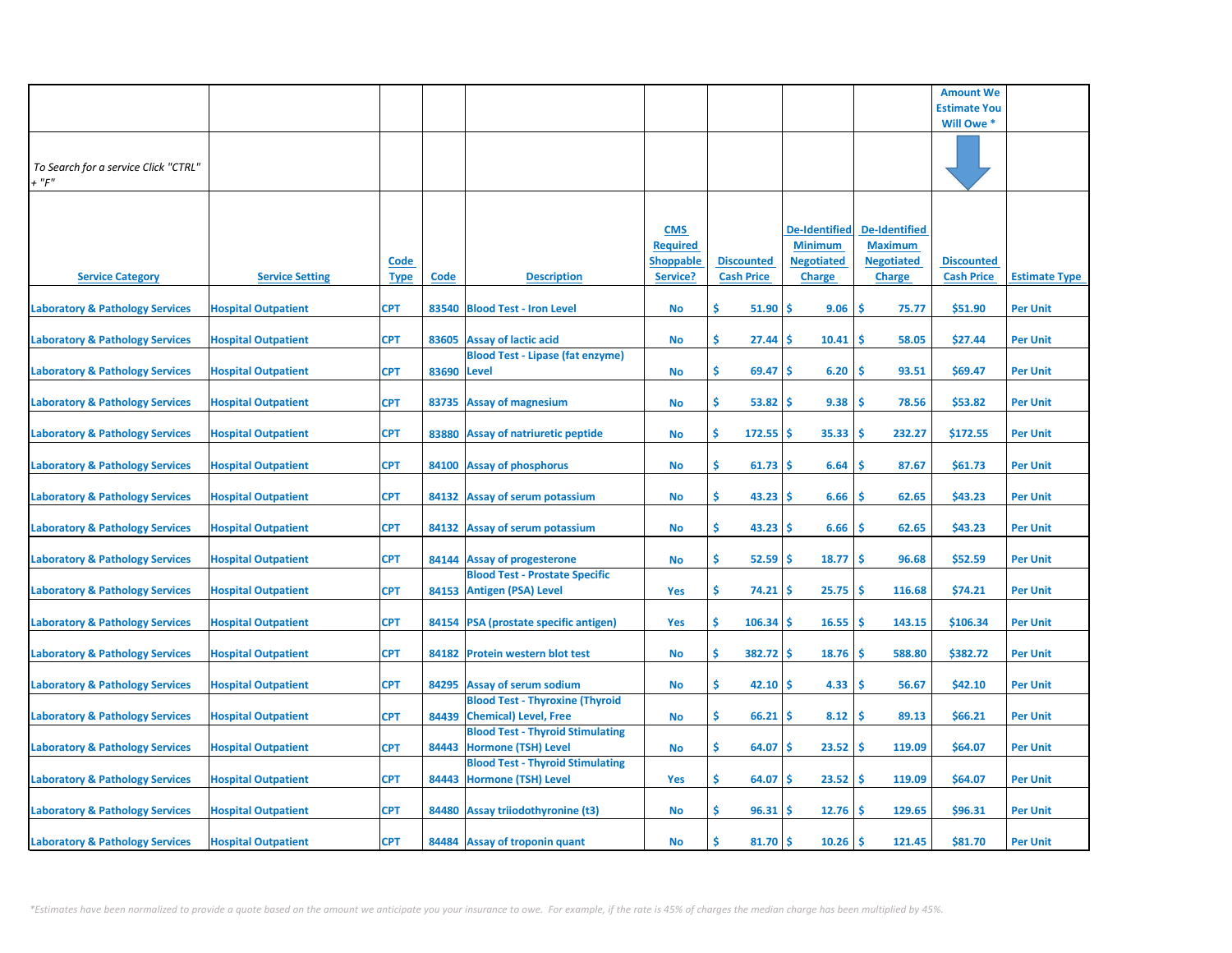| | | | | | | | | | Amount We Estimate You Will Owe * | |
|---|---|---|---|---|---|---|---|---|---|---|
| *To Search for a service Click "CTRL" + "F"* | | | | | | | | | | |
| **Service Category** | **Service Setting** | **Code Type** | **Code** | **Description** | **CMS Required Shoppable Service?** | **Discounted Cash Price** | **De-Identified Minimum Negotiated Charge** | **De-Identified Maximum Negotiated Charge** | **Discounted Cash Price** | **Estimate Type** |
| Laboratory & Pathology Services | Hospital Outpatient | CPT | 83540 | Blood Test - Iron Level | No | $ 51.90 | $ 9.06 | $ 75.77 | $51.90 | Per Unit |
| Laboratory & Pathology Services | Hospital Outpatient | CPT | 83605 | Assay of lactic acid | No | $ 27.44 | $ 10.41 | $ 58.05 | $27.44 | Per Unit |
| Laboratory & Pathology Services | Hospital Outpatient | CPT | 83690 | Blood Test - Lipase (fat enzyme) Level | No | $ 69.47 | $ 6.20 | $ 93.51 | $69.47 | Per Unit |
| Laboratory & Pathology Services | Hospital Outpatient | CPT | 83735 | Assay of magnesium | No | $ 53.82 | $ 9.38 | $ 78.56 | $53.82 | Per Unit |
| Laboratory & Pathology Services | Hospital Outpatient | CPT | 83880 | Assay of natriuretic peptide | No | $ 172.55 | $ 35.33 | $ 232.27 | $172.55 | Per Unit |
| Laboratory & Pathology Services | Hospital Outpatient | CPT | 84100 | Assay of phosphorus | No | $ 61.73 | $ 6.64 | $ 87.67 | $61.73 | Per Unit |
| Laboratory & Pathology Services | Hospital Outpatient | CPT | 84132 | Assay of serum potassium | No | $ 43.23 | $ 6.66 | $ 62.65 | $43.23 | Per Unit |
| Laboratory & Pathology Services | Hospital Outpatient | CPT | 84132 | Assay of serum potassium | No | $ 43.23 | $ 6.66 | $ 62.65 | $43.23 | Per Unit |
| Laboratory & Pathology Services | Hospital Outpatient | CPT | 84144 | Assay of progesterone | No | $ 52.59 | $ 18.77 | $ 96.68 | $52.59 | Per Unit |
| Laboratory & Pathology Services | Hospital Outpatient | CPT | 84153 | Blood Test - Prostate Specific Antigen (PSA) Level | Yes | $ 74.21 | $ 25.75 | $ 116.68 | $74.21 | Per Unit |
| Laboratory & Pathology Services | Hospital Outpatient | CPT | 84154 | PSA (prostate specific antigen) | Yes | $ 106.34 | $ 16.55 | $ 143.15 | $106.34 | Per Unit |
| Laboratory & Pathology Services | Hospital Outpatient | CPT | 84182 | Protein western blot test | No | $ 382.72 | $ 18.76 | $ 588.80 | $382.72 | Per Unit |
| Laboratory & Pathology Services | Hospital Outpatient | CPT | 84295 | Assay of serum sodium | No | $ 42.10 | $ 4.33 | $ 56.67 | $42.10 | Per Unit |
| Laboratory & Pathology Services | Hospital Outpatient | CPT | 84439 | Blood Test - Thyroxine (Thyroid Chemical) Level, Free | No | $ 66.21 | $ 8.12 | $ 89.13 | $66.21 | Per Unit |
| Laboratory & Pathology Services | Hospital Outpatient | CPT | 84443 | Blood Test - Thyroid Stimulating Hormone (TSH) Level | No | $ 64.07 | $ 23.52 | $ 119.09 | $64.07 | Per Unit |
| Laboratory & Pathology Services | Hospital Outpatient | CPT | 84443 | Blood Test - Thyroid Stimulating Hormone (TSH) Level | Yes | $ 64.07 | $ 23.52 | $ 119.09 | $64.07 | Per Unit |
| Laboratory & Pathology Services | Hospital Outpatient | CPT | 84480 | Assay triiodothyronine (t3) | No | $ 96.31 | $ 12.76 | $ 129.65 | $96.31 | Per Unit |
| Laboratory & Pathology Services | Hospital Outpatient | CPT | 84484 | Assay of troponin quant | No | $ 81.70 | $ 10.26 | $ 121.45 | $81.70 | Per Unit |

*\*Estimates have been normalized to provide a quote based on the amount we anticipate you your insurance to owe. For example, if the rate is 45% of charges the median charge has been multiplied by 45%.*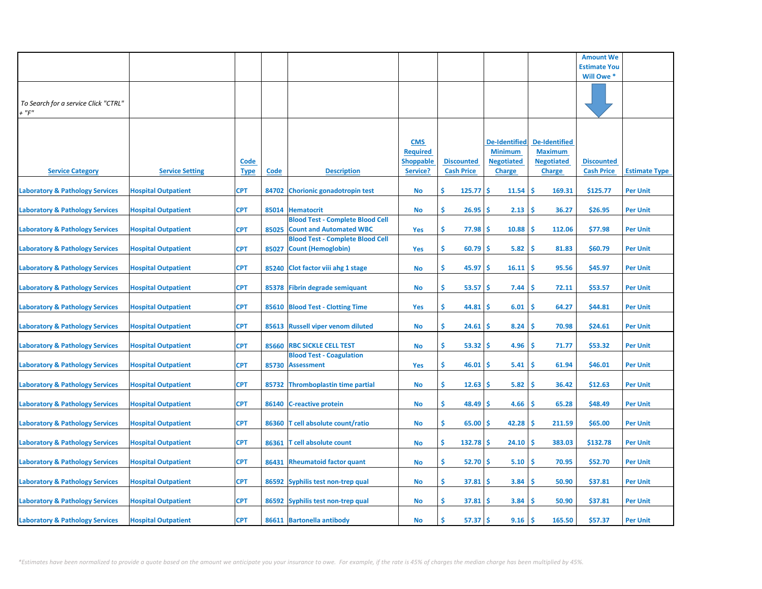| | | | | | | | | | Amount We Estimate You Will Owe * | |
|---|---|---|---|---|---|---|---|---|---|---|
| To Search for a service Click "CTRL" + "F" | | | | | | | | | | |
| **Service Category** | **Service Setting** | **Code Type** | **Code** | **Description** | **CMS Required Shoppable Service?** | **Discounted Cash Price** | **De-Identified Minimum Negotiated Charge** | **De-Identified Maximum Negotiated Charge** | **Discounted Cash Price** | **Estimate Type** |
| Laboratory & Pathology Services | Hospital Outpatient | CPT | 84702 | Chorionic gonadotropin test | No | $ 125.77 | $ 11.54 | $ 169.31 | $125.77 | Per Unit |
| Laboratory & Pathology Services | Hospital Outpatient | CPT | 85014 | Hematocrit | No | $ 26.95 | $ 2.13 | $ 36.27 | $26.95 | Per Unit |
| Laboratory & Pathology Services | Hospital Outpatient | CPT | 85025 | Blood Test - Complete Blood Cell Count and Automated WBC | Yes | $ 77.98 | $ 10.88 | $ 112.06 | $77.98 | Per Unit |
| Laboratory & Pathology Services | Hospital Outpatient | CPT | 85027 | Blood Test - Complete Blood Cell Count (Hemoglobin) | Yes | $ 60.79 | $ 5.82 | $ 81.83 | $60.79 | Per Unit |
| Laboratory & Pathology Services | Hospital Outpatient | CPT | 85240 | Clot factor viii ahg 1 stage | No | $ 45.97 | $ 16.11 | $ 95.56 | $45.97 | Per Unit |
| Laboratory & Pathology Services | Hospital Outpatient | CPT | 85378 | Fibrin degrade semiquant | No | $ 53.57 | $ 7.44 | $ 72.11 | $53.57 | Per Unit |
| Laboratory & Pathology Services | Hospital Outpatient | CPT | 85610 | Blood Test - Clotting Time | Yes | $ 44.81 | $ 6.01 | $ 64.27 | $44.81 | Per Unit |
| Laboratory & Pathology Services | Hospital Outpatient | CPT | 85613 | Russell viper venom diluted | No | $ 24.61 | $ 8.24 | $ 70.98 | $24.61 | Per Unit |
| Laboratory & Pathology Services | Hospital Outpatient | CPT | 85660 | RBC SICKLE CELL TEST | No | $ 53.32 | $ 4.96 | $ 71.77 | $53.32 | Per Unit |
| Laboratory & Pathology Services | Hospital Outpatient | CPT | 85730 | Blood Test - Coagulation Assessment | Yes | $ 46.01 | $ 5.41 | $ 61.94 | $46.01 | Per Unit |
| Laboratory & Pathology Services | Hospital Outpatient | CPT | 85732 | Thromboplastin time partial | No | $ 12.63 | $ 5.82 | $ 36.42 | $12.63 | Per Unit |
| Laboratory & Pathology Services | Hospital Outpatient | CPT | 86140 | C-reactive protein | No | $ 48.49 | $ 4.66 | $ 65.28 | $48.49 | Per Unit |
| Laboratory & Pathology Services | Hospital Outpatient | CPT | 86360 | T cell absolute count/ratio | No | $ 65.00 | $ 42.28 | $ 211.59 | $65.00 | Per Unit |
| Laboratory & Pathology Services | Hospital Outpatient | CPT | 86361 | T cell absolute count | No | $ 132.78 | $ 24.10 | $ 383.03 | $132.78 | Per Unit |
| Laboratory & Pathology Services | Hospital Outpatient | CPT | 86431 | Rheumatoid factor quant | No | $ 52.70 | $ 5.10 | $ 70.95 | $52.70 | Per Unit |
| Laboratory & Pathology Services | Hospital Outpatient | CPT | 86592 | Syphilis test non-trep qual | No | $ 37.81 | $ 3.84 | $ 50.90 | $37.81 | Per Unit |
| Laboratory & Pathology Services | Hospital Outpatient | CPT | 86592 | Syphilis test non-trep qual | No | $ 37.81 | $ 3.84 | $ 50.90 | $37.81 | Per Unit |
| Laboratory & Pathology Services | Hospital Outpatient | CPT | 86611 | Bartonella antibody | No | $ 57.37 | $ 9.16 | $ 165.50 | $57.37 | Per Unit |

*Estimates have been normalized to provide a quote based on the amount we anticipate you your insurance to owe. For example, if the rate is 45% of charges the median charge has been multiplied by 45%.*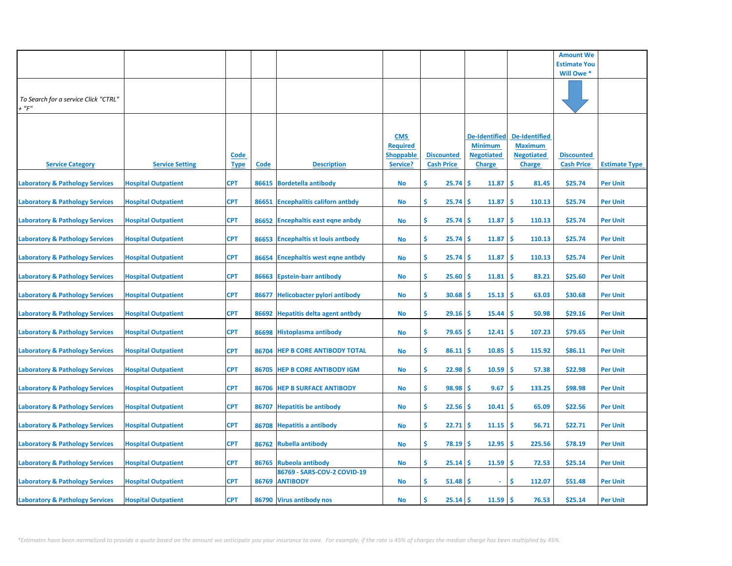| | | | | | | | | | Amount We Estimate You Will Owe * | |
|---|---|---|---|---|---|---|---|---|---|---|
| *To Search for a service Click "CTRL" + "F"* | | | | | | | | | | |
| **Service Category** | **Service Setting** | **Code Type** | **Code** | **Description** | **CMS Required Shoppable Service?** | **Discounted Cash Price** | **De-Identified Minimum Negotiated Charge** | **De-Identified Maximum Negotiated Charge** | **Discounted Cash Price** | **Estimate Type** |
| Laboratory & Pathology Services | Hospital Outpatient | CPT | 86615 | Bordetella antibody | No | $ 25.74 | $ 11.87 | $ 81.45 | $25.74 | Per Unit |
| Laboratory & Pathology Services | Hospital Outpatient | CPT | 86651 | Encephalitis californ antbdy | No | $ 25.74 | $ 11.87 | $ 110.13 | $25.74 | Per Unit |
| Laboratory & Pathology Services | Hospital Outpatient | CPT | 86652 | Encephaltis east eqne anbdy | No | $ 25.74 | $ 11.87 | $ 110.13 | $25.74 | Per Unit |
| Laboratory & Pathology Services | Hospital Outpatient | CPT | 86653 | Encephaltis st louis antbody | No | $ 25.74 | $ 11.87 | $ 110.13 | $25.74 | Per Unit |
| Laboratory & Pathology Services | Hospital Outpatient | CPT | 86654 | Encephaltis west eqne antbdy | No | $ 25.74 | $ 11.87 | $ 110.13 | $25.74 | Per Unit |
| Laboratory & Pathology Services | Hospital Outpatient | CPT | 86663 | Epstein-barr antibody | No | $ 25.60 | $ 11.81 | $ 83.21 | $25.60 | Per Unit |
| Laboratory & Pathology Services | Hospital Outpatient | CPT | 86677 | Helicobacter pylori antibody | No | $ 30.68 | $ 15.13 | $ 63.03 | $30.68 | Per Unit |
| Laboratory & Pathology Services | Hospital Outpatient | CPT | 86692 | Hepatitis delta agent antbdy | No | $ 29.16 | $ 15.44 | $ 50.98 | $29.16 | Per Unit |
| Laboratory & Pathology Services | Hospital Outpatient | CPT | 86698 | Histoplasma antibody | No | $ 79.65 | $ 12.41 | $ 107.23 | $79.65 | Per Unit |
| Laboratory & Pathology Services | Hospital Outpatient | CPT | 86704 | HEP B CORE ANTIBODY TOTAL | No | $ 86.11 | $ 10.85 | $ 115.92 | $86.11 | Per Unit |
| Laboratory & Pathology Services | Hospital Outpatient | CPT | 86705 | HEP B CORE ANTIBODY IGM | No | $ 22.98 | $ 10.59 | $ 57.38 | $22.98 | Per Unit |
| Laboratory & Pathology Services | Hospital Outpatient | CPT | 86706 | HEP B SURFACE ANTIBODY | No | $ 98.98 | $ 9.67 | $ 133.25 | $98.98 | Per Unit |
| Laboratory & Pathology Services | Hospital Outpatient | CPT | 86707 | Hepatitis be antibody | No | $ 22.56 | $ 10.41 | $ 65.09 | $22.56 | Per Unit |
| Laboratory & Pathology Services | Hospital Outpatient | CPT | 86708 | Hepatitis a antibody | No | $ 22.71 | $ 11.15 | $ 56.71 | $22.71 | Per Unit |
| Laboratory & Pathology Services | Hospital Outpatient | CPT | 86762 | Rubella antibody | No | $ 78.19 | $ 12.95 | $ 225.56 | $78.19 | Per Unit |
| Laboratory & Pathology Services | Hospital Outpatient | CPT | 86765 | Rubeola antibody | No | $ 25.14 | $ 11.59 | $ 72.53 | $25.14 | Per Unit |
| Laboratory & Pathology Services | Hospital Outpatient | CPT | 86769 | 86769 - SARS-COV-2 COVID-19 ANTIBODY | No | $ 51.48 | $ - | $ 112.07 | $51.48 | Per Unit |
| Laboratory & Pathology Services | Hospital Outpatient | CPT | 86790 | Virus antibody nos | No | $ 25.14 | $ 11.59 | $ 76.53 | $25.14 | Per Unit |

*\*Estimates have been normalized to provide a quote based on the amount we anticipate you your insurance to owe. For example, if the rate is 45% of charges the median charge has been multiplied by 45%.*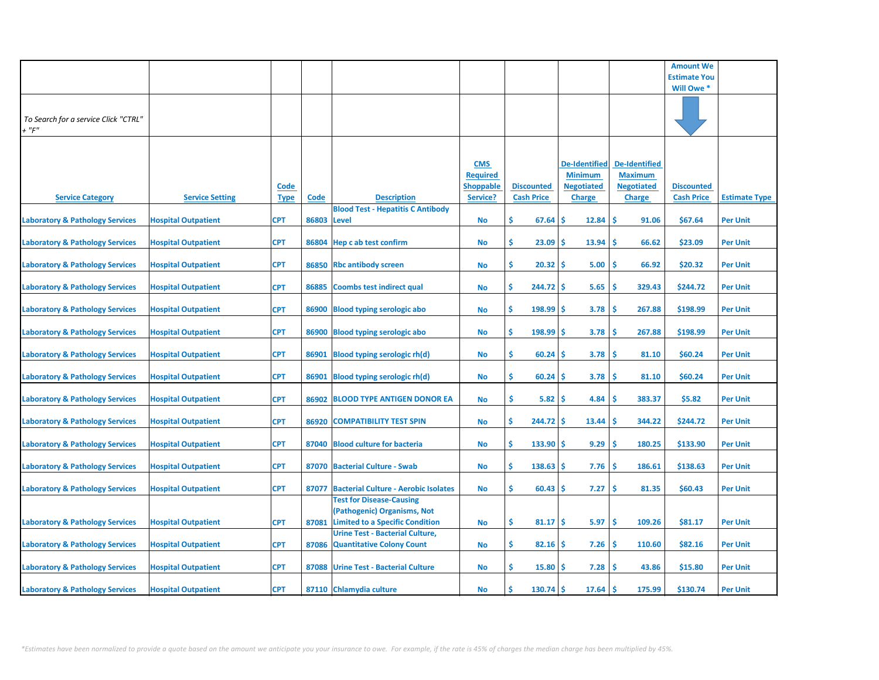| | | | | | | | | | Amount We Estimate You Will Owe * | |
|---|---|---|---|---|---|---|---|---|---|---|
| *To Search for a service Click "CTRL" + "F"* | | | | | | | | | | |
| **Service Category** | **Service Setting** | **Code Type** | **Code** | **Description** | **CMS Required Shoppable Service?** | **Discounted Cash Price** | **De-Identified Minimum Negotiated Charge** | **De-Identified Maximum Negotiated Charge** | **Discounted Cash Price** | **Estimate Type** |
| Laboratory & Pathology Services | Hospital Outpatient | CPT | 86803 | Blood Test - Hepatitis C Antibody Level | No | $ 67.64 | $ 12.84 | $ 91.06 | $67.64 | Per Unit |
| Laboratory & Pathology Services | Hospital Outpatient | CPT | 86804 | Hep c ab test confirm | No | $ 23.09 | $ 13.94 | $ 66.62 | $23.09 | Per Unit |
| Laboratory & Pathology Services | Hospital Outpatient | CPT | 86850 | Rbc antibody screen | No | $ 20.32 | $ 5.00 | $ 66.92 | $20.32 | Per Unit |
| Laboratory & Pathology Services | Hospital Outpatient | CPT | 86885 | Coombs test indirect qual | No | $ 244.72 | $ 5.65 | $ 329.43 | $244.72 | Per Unit |
| Laboratory & Pathology Services | Hospital Outpatient | CPT | 86900 | Blood typing serologic abo | No | $ 198.99 | $ 3.78 | $ 267.88 | $198.99 | Per Unit |
| Laboratory & Pathology Services | Hospital Outpatient | CPT | 86900 | Blood typing serologic abo | No | $ 198.99 | $ 3.78 | $ 267.88 | $198.99 | Per Unit |
| Laboratory & Pathology Services | Hospital Outpatient | CPT | 86901 | Blood typing serologic rh(d) | No | $ 60.24 | $ 3.78 | $ 81.10 | $60.24 | Per Unit |
| Laboratory & Pathology Services | Hospital Outpatient | CPT | 86901 | Blood typing serologic rh(d) | No | $ 60.24 | $ 3.78 | $ 81.10 | $60.24 | Per Unit |
| Laboratory & Pathology Services | Hospital Outpatient | CPT | 86902 | BLOOD TYPE ANTIGEN DONOR EA | No | $ 5.82 | $ 4.84 | $ 383.37 | $5.82 | Per Unit |
| Laboratory & Pathology Services | Hospital Outpatient | CPT | 86920 | COMPATIBILITY TEST SPIN | No | $ 244.72 | $ 13.44 | $ 344.22 | $244.72 | Per Unit |
| Laboratory & Pathology Services | Hospital Outpatient | CPT | 87040 | Blood culture for bacteria | No | $ 133.90 | $ 9.29 | $ 180.25 | $133.90 | Per Unit |
| Laboratory & Pathology Services | Hospital Outpatient | CPT | 87070 | Bacterial Culture - Swab | No | $ 138.63 | $ 7.76 | $ 186.61 | $138.63 | Per Unit |
| Laboratory & Pathology Services | Hospital Outpatient | CPT | 87077 | Bacterial Culture - Aerobic Isolates | No | $ 60.43 | $ 7.27 | $ 81.35 | $60.43 | Per Unit |
| Laboratory & Pathology Services | Hospital Outpatient | CPT | 87081 | Test for Disease-Causing (Pathogenic) Organisms, Not Limited to a Specific Condition | No | $ 81.17 | $ 5.97 | $ 109.26 | $81.17 | Per Unit |
| Laboratory & Pathology Services | Hospital Outpatient | CPT | 87086 | Urine Test - Bacterial Culture, Quantitative Colony Count | No | $ 82.16 | $ 7.26 | $ 110.60 | $82.16 | Per Unit |
| Laboratory & Pathology Services | Hospital Outpatient | CPT | 87088 | Urine Test - Bacterial Culture | No | $ 15.80 | $ 7.28 | $ 43.86 | $15.80 | Per Unit |
| Laboratory & Pathology Services | Hospital Outpatient | CPT | 87110 | Chlamydia culture | No | $ 130.74 | $ 17.64 | $ 175.99 | $130.74 | Per Unit |

*\*Estimates have been normalized to provide a quote based on the amount we anticipate you your insurance to owe. For example, if the rate is 45% of charges the median charge has been multiplied by 45%.*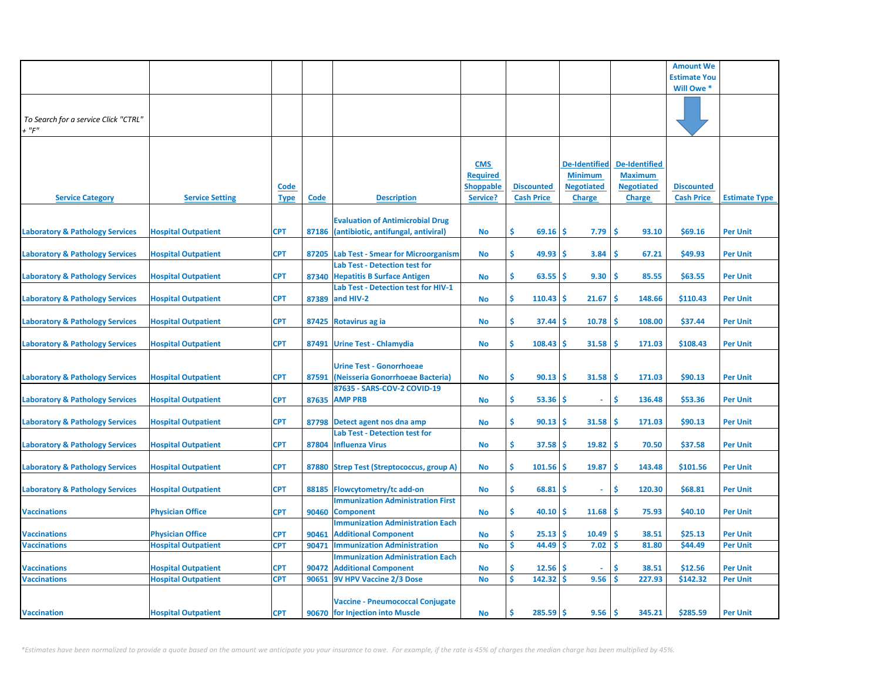| | | | | | | | | | Amount We Estimate You Will Owe * | |
|---|---|---|---|---|---|---|---|---|---|---|
| *To Search for a service Click "CTRL" + "F"* | | | | | | | | | | |
| **Service Category** | **Service Setting** | **Code Type** | **Code** | **Description** | **CMS Required Shoppable Service?** | **Discounted Cash Price** | **De-Identified Minimum Negotiated Charge** | **De-Identified Maximum Negotiated Charge** | **Discounted Cash Price** | **Estimate Type** |
| Laboratory & Pathology Services | Hospital Outpatient | CPT | 87186 | Evaluation of Antimicrobial Drug (antibiotic, antifungal, antiviral) | No | $ 69.16 | $ 7.79 | $ 93.10 | $69.16 | Per Unit |
| Laboratory & Pathology Services | Hospital Outpatient | CPT | 87205 | Lab Test - Smear for Microorganism | No | $ 49.93 | $ 3.84 | $ 67.21 | $49.93 | Per Unit |
| Laboratory & Pathology Services | Hospital Outpatient | CPT | 87340 | Lab Test - Detection test for Hepatitis B Surface Antigen | No | $ 63.55 | $ 9.30 | $ 85.55 | $63.55 | Per Unit |
| Laboratory & Pathology Services | Hospital Outpatient | CPT | 87389 | Lab Test - Detection test for HIV-1 and HIV-2 | No | $ 110.43 | $ 21.67 | $ 148.66 | $110.43 | Per Unit |
| Laboratory & Pathology Services | Hospital Outpatient | CPT | 87425 | Rotavirus ag ia | No | $ 37.44 | $ 10.78 | $ 108.00 | $37.44 | Per Unit |
| Laboratory & Pathology Services | Hospital Outpatient | CPT | 87491 | Urine Test - Chlamydia | No | $ 108.43 | $ 31.58 | $ 171.03 | $108.43 | Per Unit |
| Laboratory & Pathology Services | Hospital Outpatient | CPT | 87591 | Urine Test - Gonorrhoeae (Neisseria Gonorrhoeae Bacteria) | No | $ 90.13 | $ 31.58 | $ 171.03 | $90.13 | Per Unit |
| Laboratory & Pathology Services | Hospital Outpatient | CPT | 87635 | 87635 - SARS-COV-2 COVID-19 AMP PRB | No | $ 53.36 | $ - | $ 136.48 | $53.36 | Per Unit |
| Laboratory & Pathology Services | Hospital Outpatient | CPT | 87798 | Detect agent nos dna amp | No | $ 90.13 | $ 31.58 | $ 171.03 | $90.13 | Per Unit |
| Laboratory & Pathology Services | Hospital Outpatient | CPT | 87804 | Lab Test - Detection test for Influenza Virus | No | $ 37.58 | $ 19.82 | $ 70.50 | $37.58 | Per Unit |
| Laboratory & Pathology Services | Hospital Outpatient | CPT | 87880 | Strep Test (Streptococcus, group A) | No | $ 101.56 | $ 19.87 | $ 143.48 | $101.56 | Per Unit |
| Laboratory & Pathology Services | Hospital Outpatient | CPT | 88185 | Flowcytometry/tc add-on | No | $ 68.81 | $ - | $ 120.30 | $68.81 | Per Unit |
| Vaccinations | Physician Office | CPT | 90460 | Immunization Administration First Component | No | $ 40.10 | $ 11.68 | $ 75.93 | $40.10 | Per Unit |
| Vaccinations | Physician Office | CPT | 90461 | Immunization Administration Each Additional Component | No | $ 25.13 | $ 10.49 | $ 38.51 | $25.13 | Per Unit |
| Vaccinations | Hospital Outpatient | CPT | 90471 | Immunization Administration | No | $ 44.49 | $ 7.02 | $ 81.80 | $44.49 | Per Unit |
| Vaccinations | Hospital Outpatient | CPT | 90472 | Immunization Administration Each Additional Component | No | $ 12.56 | $ - | $ 38.51 | $12.56 | Per Unit |
| Vaccinations | Hospital Outpatient | CPT | 90651 | 9V HPV Vaccine 2/3 Dose | No | $ 142.32 | $ 9.56 | $ 227.93 | $142.32 | Per Unit |
| Vaccination | Hospital Outpatient | CPT | 90670 | Vaccine - Pneumococcal Conjugate for Injection into Muscle | No | $ 285.59 | $ 9.56 | $ 345.21 | $285.59 | Per Unit |

*\*Estimates have been normalized to provide a quote based on the amount we anticipate you your insurance to owe. For example, if the rate is 45% of charges the median charge has been multiplied by 45%.*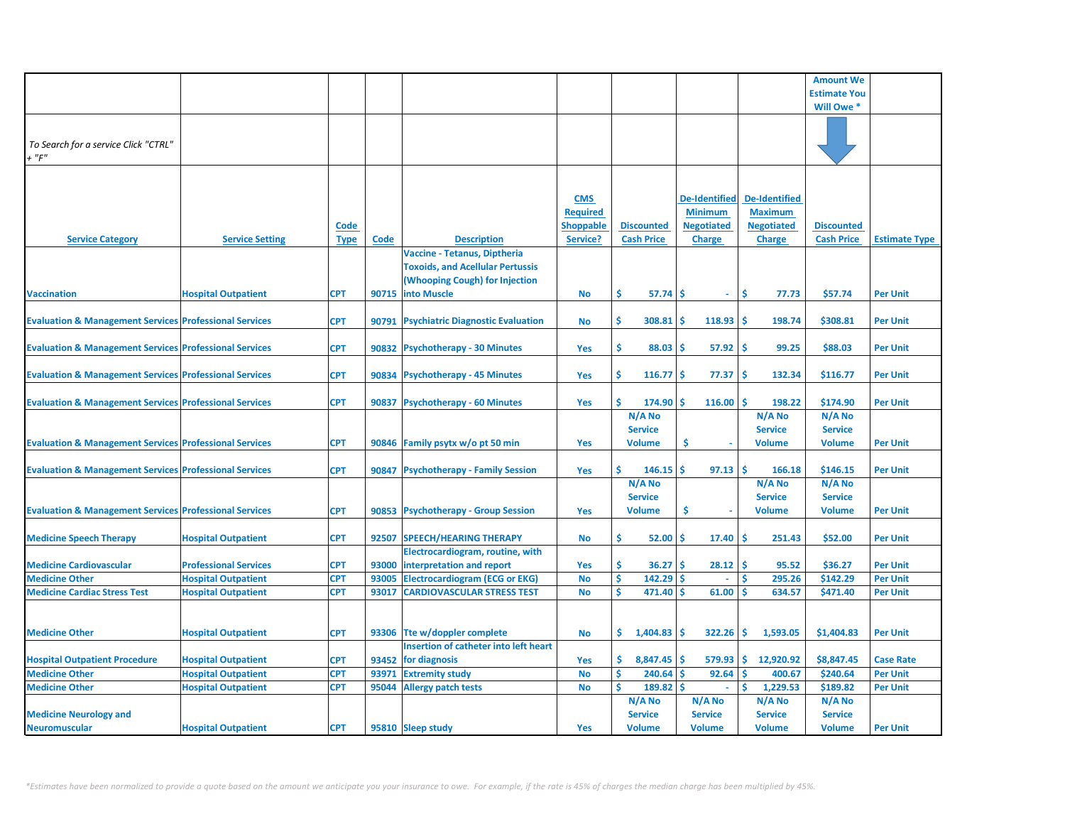| | | | | | | | | | Amount We Estimate You Will Owe * | |
|---|---|---|---|---|---|---|---|---|---|---|
| *To Search for a service Click "CTRL" + "F"* | | | | | | | | | | |
| **Service Category** | **Service Setting** | **Code Type** | **Code** | **Description** | **CMS Required Shoppable Service?** | **Discounted Cash Price** | **De-Identified Minimum Negotiated Charge** | **De-Identified Maximum Negotiated Charge** | **Discounted Cash Price** | **Estimate Type** |
| Vaccination | Hospital Outpatient | CPT | 90715 | Vaccine - Tetanus, Diptheria Toxoids, and Acellular Pertussis (Whooping Cough) for Injection into Muscle | No | $ 57.74 | $ - | $ 77.73 | $57.74 | Per Unit |
| Evaluation & Management Services | Professional Services | CPT | 90791 | Psychiatric Diagnostic Evaluation | No | $ 308.81 | $ 118.93 | $ 198.74 | $308.81 | Per Unit |
| Evaluation & Management Services | Professional Services | CPT | 90832 | Psychotherapy - 30 Minutes | Yes | $ 88.03 | $ 57.92 | $ 99.25 | $88.03 | Per Unit |
| Evaluation & Management Services | Professional Services | CPT | 90834 | Psychotherapy - 45 Minutes | Yes | $ 116.77 | $ 77.37 | $ 132.34 | $116.77 | Per Unit |
| Evaluation & Management Services | Professional Services | CPT | 90837 | Psychotherapy - 60 Minutes | Yes | $ 174.90 | $ 116.00 | $ 198.22 | $174.90 | Per Unit |
| Evaluation & Management Services | Professional Services | CPT | 90846 | Family psytx w/o pt 50 min | Yes | N/A No Service Volume | $ - | N/A No Service Volume | N/A No Service Volume | Per Unit |
| Evaluation & Management Services | Professional Services | CPT | 90847 | Psychotherapy - Family Session | Yes | $ 146.15 | $ 97.13 | $ 166.18 | $146.15 | Per Unit |
| Evaluation & Management Services | Professional Services | CPT | 90853 | Psychotherapy - Group Session | Yes | N/A No Service Volume | $ - | N/A No Service Volume | N/A No Service Volume | Per Unit |
| Medicine Speech Therapy | Hospital Outpatient | CPT | 92507 | SPEECH/HEARING THERAPY | No | $ 52.00 | $ 17.40 | $ 251.43 | $52.00 | Per Unit |
| Medicine Cardiovascular | Professional Services | CPT | 93000 | Electrocardiogram, routine, with interpretation and report | Yes | $ 36.27 | $ 28.12 | $ 95.52 | $36.27 | Per Unit |
| Medicine Other | Hospital Outpatient | CPT | 93005 | Electrocardiogram (ECG or EKG) | No | $ 142.29 | $ - | $ 295.26 | $142.29 | Per Unit |
| Medicine Cardiac Stress Test | Hospital Outpatient | CPT | 93017 | CARDIOVASCULAR STRESS TEST | No | $ 471.40 | $ 61.00 | $ 634.57 | $471.40 | Per Unit |
| Medicine Other | Hospital Outpatient | CPT | 93306 | Tte w/doppler complete | No | $ 1,404.83 | $ 322.26 | $ 1,593.05 | $1,404.83 | Per Unit |
| Hospital Outpatient Procedure | Hospital Outpatient | CPT | 93452 | Insertion of catheter into left heart for diagnosis | Yes | $ 8,847.45 | $ 579.93 | $ 12,920.92 | $8,847.45 | Case Rate |
| Medicine Other | Hospital Outpatient | CPT | 93971 | Extremity study | No | $ 240.64 | $ 92.64 | $ 400.67 | $240.64 | Per Unit |
| Medicine Other | Hospital Outpatient | CPT | 95044 | Allergy patch tests | No | $ 189.82 | $ - | $ 1,229.53 | $189.82 | Per Unit |
| Medicine Neurology and Neuromuscular | Hospital Outpatient | CPT | 95810 | Sleep study | Yes | N/A No Service Volume | N/A No Service Volume | N/A No Service Volume | N/A No Service Volume | Per Unit |

*\*Estimates have been normalized to provide a quote based on the amount we anticipate you your insurance to owe. For example, if the rate is 45% of charges the median charge has been multiplied by 45%.*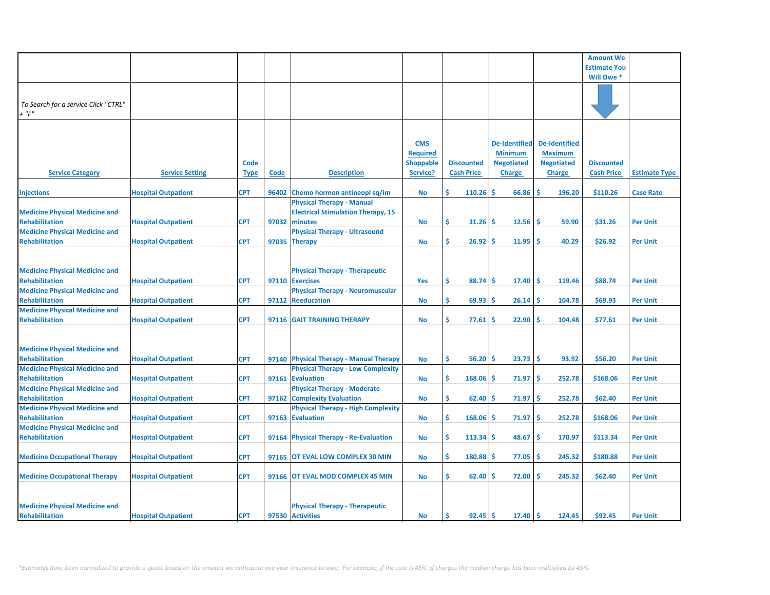| | | | | | | | | | Amount We Estimate You Will Owe * | |
|---|---|---|---|---|---|---|---|---|---|---|
| *To Search for a service Click "CTRL" + "F"* | | | | | | | | | | |
| **Service Category** | **Service Setting** | **Code Type** | **Code** | **Description** | **CMS Required Shoppable Service?** | **Discounted Cash Price** | **De-Identified Minimum Negotiated Charge** | **De-Identified Maximum Negotiated Charge** | **Discounted Cash Price** | **Estimate Type** |
| Injections | Hospital Outpatient | CPT | 96402 | Chemo hormon antineopl sq/im | No | $ 110.26 | $ 66.86 | $ 196.20 | $110.26 | Case Rate |
| Medicine Physical Medicine and Rehabilitation | Hospital Outpatient | CPT | 97032 | Physical Therapy - Manual Electrical Stimulation Therapy, 15 minutes | No | $ 31.26 | $ 12.56 | $ 59.90 | $31.26 | Per Unit |
| Medicine Physical Medicine and Rehabilitation | Hospital Outpatient | CPT | 97035 | Physical Therapy - Ultrasound Therapy | No | $ 26.92 | $ 11.95 | $ 40.29 | $26.92 | Per Unit |
| Medicine Physical Medicine and Rehabilitation | Hospital Outpatient | CPT | 97110 | Physical Therapy - Therapeutic Exercises | Yes | $ 88.74 | $ 17.40 | $ 119.46 | $88.74 | Per Unit |
| Medicine Physical Medicine and Rehabilitation | Hospital Outpatient | CPT | 97112 | Physical Therapy - Neuromuscular Reeducation | No | $ 69.93 | $ 26.14 | $ 104.78 | $69.93 | Per Unit |
| Medicine Physical Medicine and Rehabilitation | Hospital Outpatient | CPT | 97116 | GAIT TRAINING THERAPY | No | $ 77.61 | $ 22.90 | $ 104.48 | $77.61 | Per Unit |
| Medicine Physical Medicine and Rehabilitation | Hospital Outpatient | CPT | 97140 | Physical Therapy - Manual Therapy | No | $ 56.20 | $ 23.73 | $ 93.92 | $56.20 | Per Unit |
| Medicine Physical Medicine and Rehabilitation | Hospital Outpatient | CPT | 97161 | Physical Therapy - Low Complexity Evaluation | No | $ 168.06 | $ 71.97 | $ 252.78 | $168.06 | Per Unit |
| Medicine Physical Medicine and Rehabilitation | Hospital Outpatient | CPT | 97162 | Physical Therapy - Moderate Complexity Evaluation | No | $ 62.40 | $ 71.97 | $ 252.78 | $62.40 | Per Unit |
| Medicine Physical Medicine and Rehabilitation | Hospital Outpatient | CPT | 97163 | Physical Therapy - High Complexity Evaluation | No | $ 168.06 | $ 71.97 | $ 252.78 | $168.06 | Per Unit |
| Medicine Physical Medicine and Rehabilitation | Hospital Outpatient | CPT | 97164 | Physical Therapy - Re-Evaluation | No | $ 113.34 | $ 48.67 | $ 170.97 | $113.34 | Per Unit |
| Medicine Occupational Therapy | Hospital Outpatient | CPT | 97165 | OT EVAL LOW COMPLEX 30 MIN | No | $ 180.88 | $ 77.05 | $ 245.32 | $180.88 | Per Unit |
| Medicine Occupational Therapy | Hospital Outpatient | CPT | 97166 | OT EVAL MOD COMPLEX 45 MIN | No | $ 62.40 | $ 72.00 | $ 245.32 | $62.40 | Per Unit |
| Medicine Physical Medicine and Rehabilitation | Hospital Outpatient | CPT | 97530 | Physical Therapy - Therapeutic Activities | No | $ 92.45 | $ 17.40 | $ 124.45 | $92.45 | Per Unit |

*\*Estimates have been normalized to provide a quote based on the amount we anticipate you your insurance to owe. For example, if the rate is 45% of charges the median charge has been multiplied by 45%.*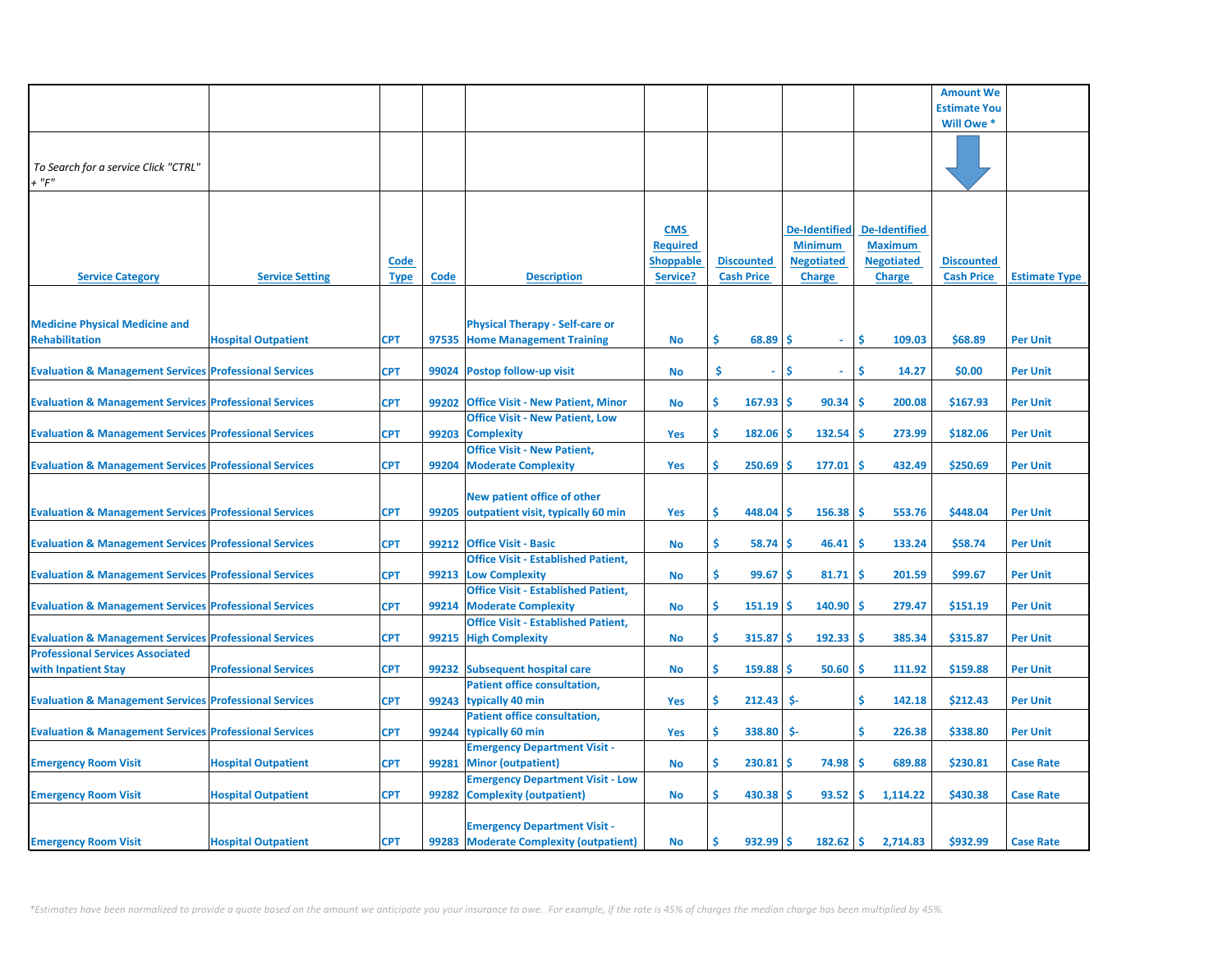| Service Category | Service Setting | Code Type | Code | Description | CMS Required Shoppable Service? | Discounted Cash Price | De-Identified Minimum Negotiated Charge | De-Identified Maximum Negotiated Charge | Amount We Estimate You Will Owe * Discounted Cash Price | Estimate Type |
|---|---|---|---|---|---|---|---|---|---|---|
| *To Search for a service Click "CTRL" + "F"* | | | | | | | | | | |
| Medicine Physical Medicine and Rehabilitation | Hospital Outpatient | CPT | 97535 | Physical Therapy - Self-care or Home Management Training | No | $ 68.89 | $ - | $ 109.03 | $68.89 | Per Unit |
| Evaluation & Management Services | Professional Services | CPT | 99024 | Postop follow-up visit | No | $ - | $ - | $ 14.27 | $0.00 | Per Unit |
| Evaluation & Management Services | Professional Services | CPT | 99202 | Office Visit - New Patient, Minor | No | $ 167.93 | $ 90.34 | $ 200.08 | $167.93 | Per Unit |
| Evaluation & Management Services | Professional Services | CPT | 99203 | Office Visit - New Patient, Low Complexity | Yes | $ 182.06 | $ 132.54 | $ 273.99 | $182.06 | Per Unit |
| Evaluation & Management Services | Professional Services | CPT | 99204 | Office Visit - New Patient, Moderate Complexity | Yes | $ 250.69 | $ 177.01 | $ 432.49 | $250.69 | Per Unit |
| Evaluation & Management Services | Professional Services | CPT | 99205 | New patient office of other outpatient visit, typically 60 min | Yes | $ 448.04 | $ 156.38 | $ 553.76 | $448.04 | Per Unit |
| Evaluation & Management Services | Professional Services | CPT | 99212 | Office Visit - Basic | No | $ 58.74 | $ 46.41 | $ 133.24 | $58.74 | Per Unit |
| Evaluation & Management Services | Professional Services | CPT | 99213 | Office Visit - Established Patient, Low Complexity | No | $ 99.67 | $ 81.71 | $ 201.59 | $99.67 | Per Unit |
| Evaluation & Management Services | Professional Services | CPT | 99214 | Office Visit - Established Patient, Moderate Complexity | No | $ 151.19 | $ 140.90 | $ 279.47 | $151.19 | Per Unit |
| Evaluation & Management Services | Professional Services | CPT | 99215 | Office Visit - Established Patient, High Complexity | No | $ 315.87 | $ 192.33 | $ 385.34 | $315.87 | Per Unit |
| Professional Services Associated with Inpatient Stay | Professional Services | CPT | 99232 | Subsequent hospital care | No | $ 159.88 | $ 50.60 | $ 111.92 | $159.88 | Per Unit |
| Evaluation & Management Services | Professional Services | CPT | 99243 | Patient office consultation, typically 40 min | Yes | $ 212.43 | $- | $ 142.18 | $212.43 | Per Unit |
| Evaluation & Management Services | Professional Services | CPT | 99244 | Patient office consultation, typically 60 min | Yes | $ 338.80 | $- | $ 226.38 | $338.80 | Per Unit |
| Emergency Room Visit | Hospital Outpatient | CPT | 99281 | Emergency Department Visit - Minor (outpatient) | No | $ 230.81 | $ 74.98 | $ 689.88 | $230.81 | Case Rate |
| Emergency Room Visit | Hospital Outpatient | CPT | 99282 | Emergency Department Visit - Low Complexity (outpatient) | No | $ 430.38 | $ 93.52 | $ 1,114.22 | $430.38 | Case Rate |
| Emergency Room Visit | Hospital Outpatient | CPT | 99283 | Emergency Department Visit - Moderate Complexity (outpatient) | No | $ 932.99 | $ 182.62 | $ 2,714.83 | $932.99 | Case Rate |

*\*Estimates have been normalized to provide a quote based on the amount we anticipate you your insurance to owe. For example, if the rate is 45% of charges the median charge has been multiplied by 45%.*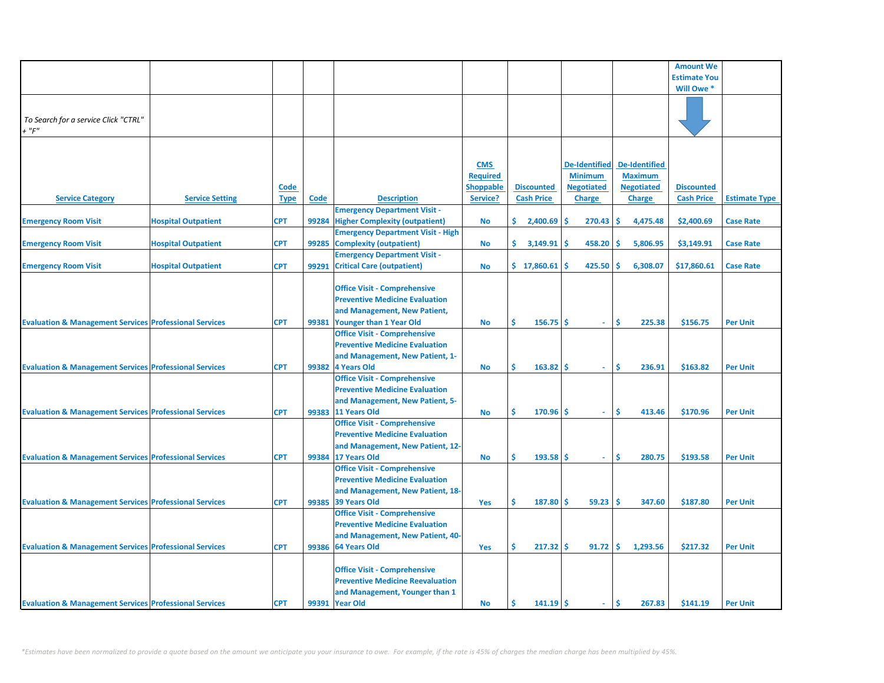| | | | | | | | | | Amount We Estimate You Will Owe * | |
|---|---|---|---|---|---|---|---|---|---|---|
| *To Search for a service Click "CTRL" + "F"* | | | | | | | | | | |
| **Service Category** | **Service Setting** | **Code Type** | **Code** | **Description** | **CMS Required Shoppable Service?** | **Discounted Cash Price** | **De-Identified Minimum Negotiated Charge** | **De-Identified Maximum Negotiated Charge** | **Discounted Cash Price** | **Estimate Type** |
| Emergency Room Visit | Hospital Outpatient | CPT | 99284 | Emergency Department Visit - Higher Complexity (outpatient) | No | $ 2,400.69 | $ 270.43 | $ 4,475.48 | $2,400.69 | Case Rate |
| Emergency Room Visit | Hospital Outpatient | CPT | 99285 | Emergency Department Visit - High Complexity (outpatient) | No | $ 3,149.91 | $ 458.20 | $ 5,806.95 | $3,149.91 | Case Rate |
| Emergency Room Visit | Hospital Outpatient | CPT | 99291 | Emergency Department Visit - Critical Care (outpatient) | No | $ 17,860.61 | $ 425.50 | $ 6,308.07 | $17,860.61 | Case Rate |
| Evaluation & Management Services | Professional Services | CPT | 99381 | Office Visit - Comprehensive Preventive Medicine Evaluation and Management, New Patient, Younger than 1 Year Old | No | $ 156.75 | $ - | $ 225.38 | $156.75 | Per Unit |
| Evaluation & Management Services | Professional Services | CPT | 99382 | Office Visit - Comprehensive Preventive Medicine Evaluation and Management, New Patient, 1-4 Years Old | No | $ 163.82 | $ - | $ 236.91 | $163.82 | Per Unit |
| Evaluation & Management Services | Professional Services | CPT | 99383 | Office Visit - Comprehensive Preventive Medicine Evaluation and Management, New Patient, 5-11 Years Old | No | $ 170.96 | $ - | $ 413.46 | $170.96 | Per Unit |
| Evaluation & Management Services | Professional Services | CPT | 99384 | Office Visit - Comprehensive Preventive Medicine Evaluation and Management, New Patient, 12-17 Years Old | No | $ 193.58 | $ - | $ 280.75 | $193.58 | Per Unit |
| Evaluation & Management Services | Professional Services | CPT | 99385 | Office Visit - Comprehensive Preventive Medicine Evaluation and Management, New Patient, 18-39 Years Old | Yes | $ 187.80 | $ 59.23 | $ 347.60 | $187.80 | Per Unit |
| Evaluation & Management Services | Professional Services | CPT | 99386 | Office Visit - Comprehensive Preventive Medicine Evaluation and Management, New Patient, 40-64 Years Old | Yes | $ 217.32 | $ 91.72 | $ 1,293.56 | $217.32 | Per Unit |
| Evaluation & Management Services | Professional Services | CPT | 99391 | Office Visit - Comprehensive Preventive Medicine Reevaluation and Management, Younger than 1 Year Old | No | $ 141.19 | $ - | $ 267.83 | $141.19 | Per Unit |

*\*Estimates have been normalized to provide a quote based on the amount we anticipate you your insurance to owe. For example, if the rate is 45% of charges the median charge has been multiplied by 45%.*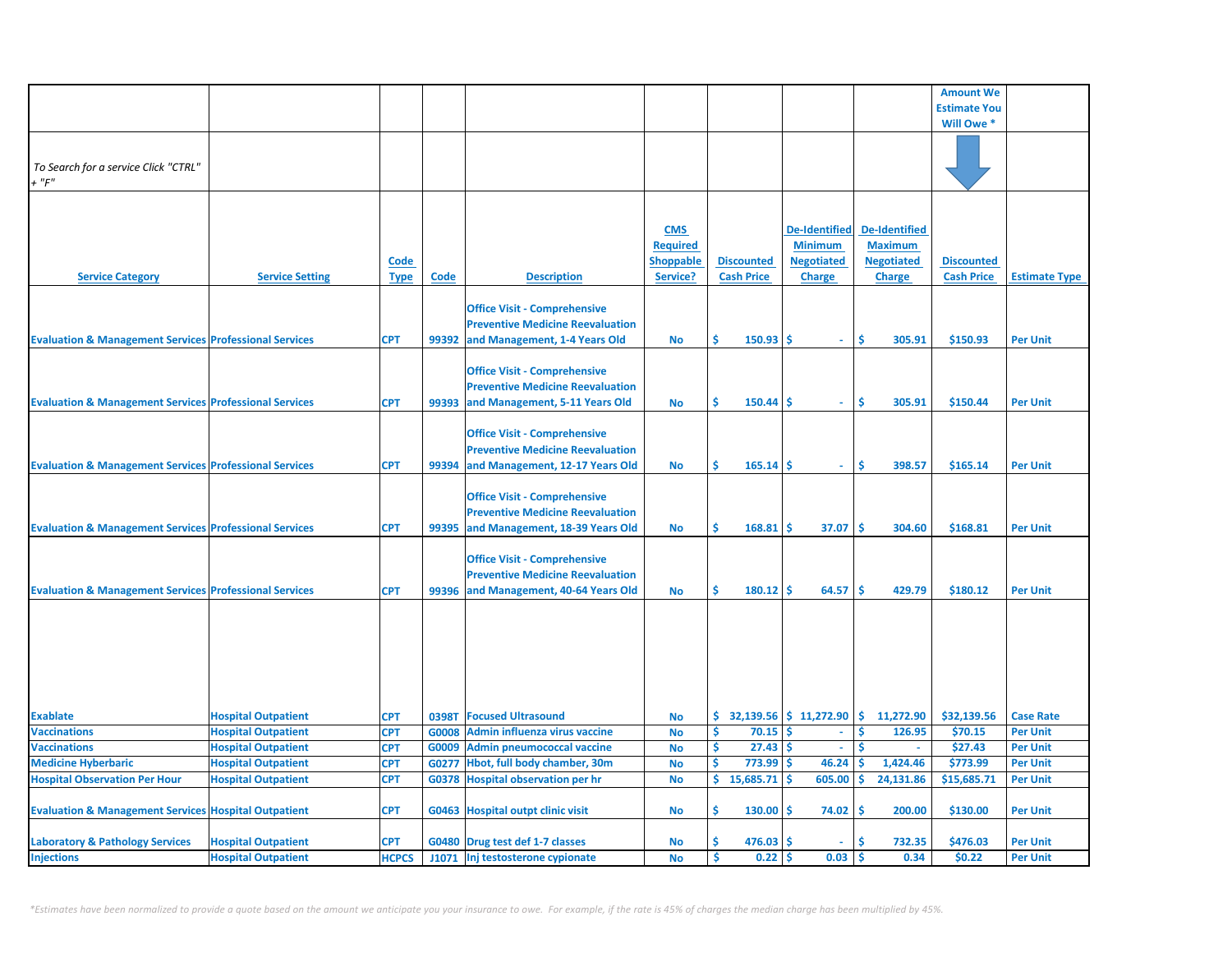| | | | | | | | | | Amount We Estimate You Will Owe * | |
|---|---|---|---|---|---|---|---|---|---|---|
| *To Search for a service Click "CTRL" + "F"* | | | | | | | | | | |
| Service Category | Service Setting | Code Type | Code | Description | CMS Required Shoppable Service? | Discounted Cash Price | De-Identified Minimum Negotiated Charge | De-Identified Maximum Negotiated Charge | Discounted Cash Price | Estimate Type |
| Evaluation & Management Services | Professional Services | CPT | 99392 | Office Visit - Comprehensive Preventive Medicine Reevaluation and Management, 1-4 Years Old | No | $ 150.93 | $ - | $ 305.91 | $150.93 | Per Unit |
| Evaluation & Management Services | Professional Services | CPT | 99393 | Office Visit - Comprehensive Preventive Medicine Reevaluation and Management, 5-11 Years Old | No | $ 150.44 | $ - | $ 305.91 | $150.44 | Per Unit |
| Evaluation & Management Services | Professional Services | CPT | 99394 | Office Visit - Comprehensive Preventive Medicine Reevaluation and Management, 12-17 Years Old | No | $ 165.14 | $ - | $ 398.57 | $165.14 | Per Unit |
| Evaluation & Management Services | Professional Services | CPT | 99395 | Office Visit - Comprehensive Preventive Medicine Reevaluation and Management, 18-39 Years Old | No | $ 168.81 | $ 37.07 | $ 304.60 | $168.81 | Per Unit |
| Evaluation & Management Services | Professional Services | CPT | 99396 | Office Visit - Comprehensive Preventive Medicine Reevaluation and Management, 40-64 Years Old | No | $ 180.12 | $ 64.57 | $ 429.79 | $180.12 | Per Unit |
| | | | | | | | | | | |
| Exablate | Hospital Outpatient | CPT | 0398T | Focused Ultrasound | No | $ 32,139.56 | $ 11,272.90 | $ 11,272.90 | $32,139.56 | Case Rate |
| Vaccinations | Hospital Outpatient | CPT | G0008 | Admin influenza virus vaccine | No | $ 70.15 | $ - | $ 126.95 | $70.15 | Per Unit |
| Vaccinations | Hospital Outpatient | CPT | G0009 | Admin pneumococcal vaccine | No | $ 27.43 | $ - | $ - | $27.43 | Per Unit |
| Medicine Hyberbaric | Hospital Outpatient | CPT | G0277 | Hbot, full body chamber, 30m | No | $ 773.99 | $ 46.24 | $ 1,424.46 | $773.99 | Per Unit |
| Hospital Observation Per Hour | Hospital Outpatient | CPT | G0378 | Hospital observation per hr | No | $ 15,685.71 | $ 605.00 | $ 24,131.86 | $15,685.71 | Per Unit |
| Evaluation & Management Services | Hospital Outpatient | CPT | G0463 | Hospital outpt clinic visit | No | $ 130.00 | $ 74.02 | $ 200.00 | $130.00 | Per Unit |
| Laboratory & Pathology Services | Hospital Outpatient | CPT | G0480 | Drug test def 1-7 classes | No | $ 476.03 | $ - | $ 732.35 | $476.03 | Per Unit |
| Injections | Hospital Outpatient | HCPCS | J1071 | Inj testosterone cypionate | No | $ 0.22 | $ 0.03 | $ 0.34 | $0.22 | Per Unit |

*\*Estimates have been normalized to provide a quote based on the amount we anticipate you your insurance to owe. For example, if the rate is 45% of charges the median charge has been multiplied by 45%.*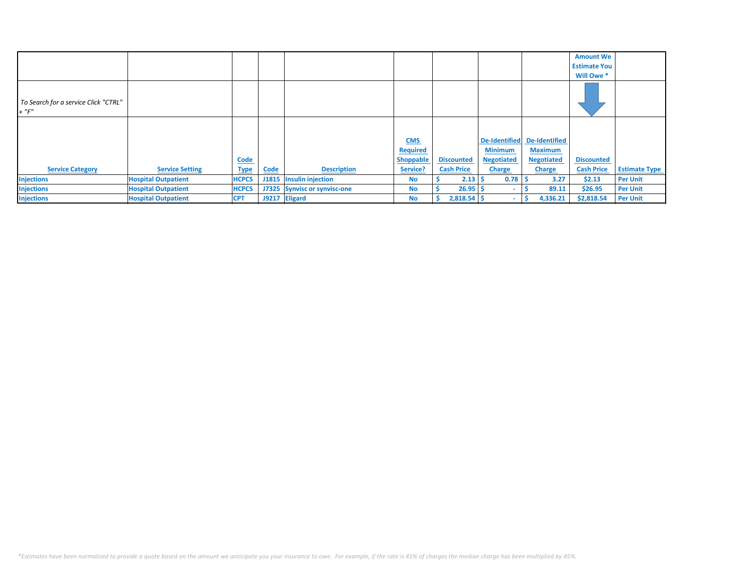| | | | | | | | | | Amount We Estimate You Will Owe * | |
|---|---|---|---|---|---|---|---|---|---|---|
| *To Search for a service Click "CTRL" + "F"* | | | | | | | | | | |
| **Service Category** | **Service Setting** | **Code Type** | **Code** | **Description** | **CMS Required Shoppable Service?** | **Discounted Cash Price** | **De-Identified Minimum Negotiated Charge** | **De-Identified Maximum Negotiated Charge** | **Discounted Cash Price** | **Estimate Type** |
| Injections | Hospital Outpatient | HCPCS | J1815 | Insulin injection | No | $ 2.13 | $ 0.78 | $ 3.27 | $2.13 | Per Unit |
| Injections | Hospital Outpatient | HCPCS | J7325 | Synvisc or synvisc-one | No | $ 26.95 | $ - | $ 89.11 | $26.95 | Per Unit |
| Injections | Hospital Outpatient | CPT | J9217 | Eligard | No | $ 2,818.54 | $ - | $ 4,336.21 | $2,818.54 | Per Unit |

*\*Estimates have been normalized to provide a quote based on the amount we anticipate you your insurance to owe. For example, if the rate is 45% of charges the median charge has been multiplied by 45%.*